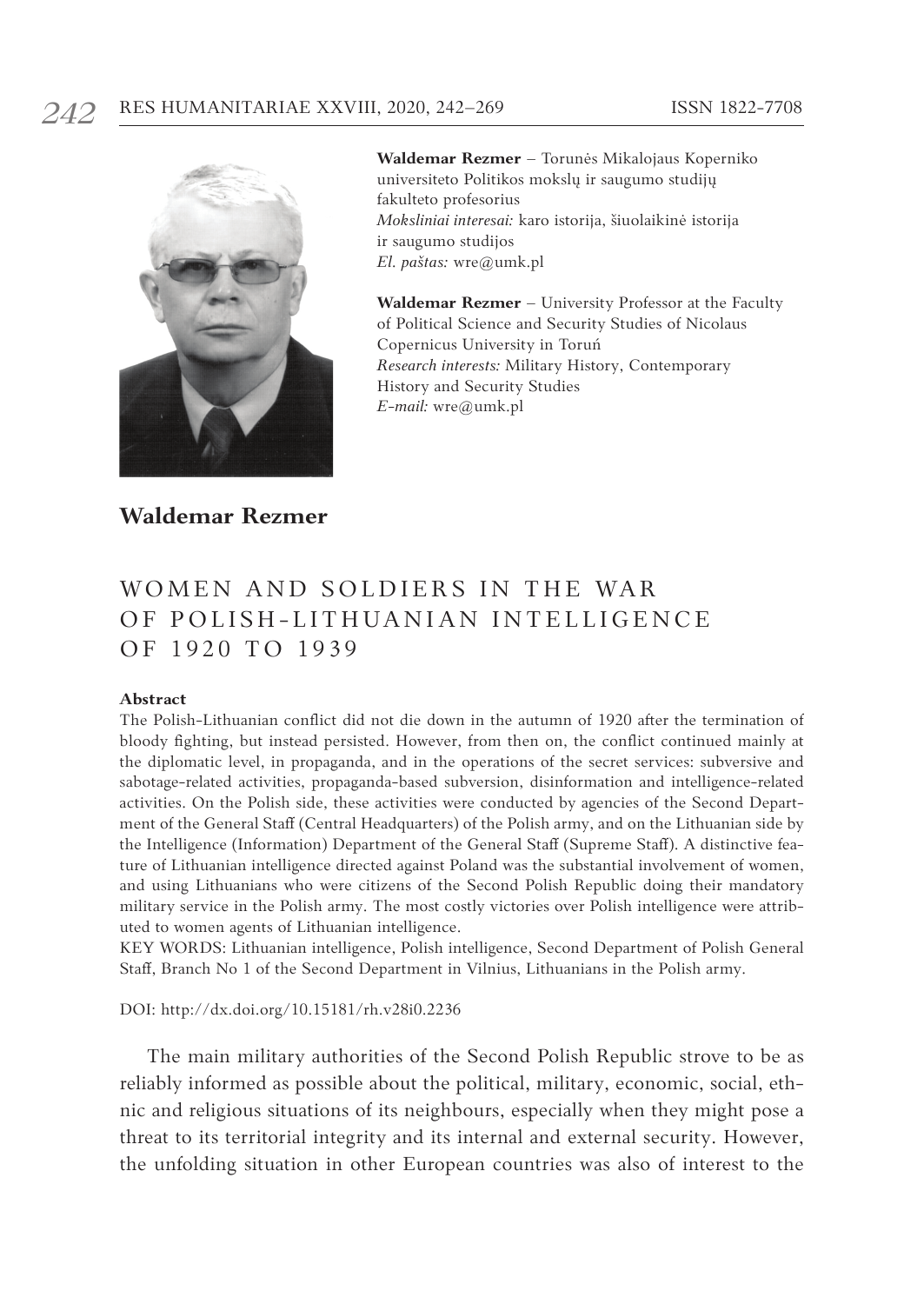**Waldemar Rezmer** – Torunės Mikalojaus Koperniko universiteto Politikos mokslų ir saugumo studijų fakulteto profesorius
*Moksliniai interesai:* karo istorija, šiuolaikinė istorija ir saugumo studijos
*El. paštas:* wre@umk.pl

**Waldemar Rezmer** – University Professor at the Faculty of Political Science and Security Studies of Nicolaus Copernicus University in Toruń
*Research interests:* Military History, Contemporary History and Security Studies
*E-mail:* wre@umk.pl

**Waldemar Rezmer**

# WOMEN AND SOLDIERS IN THE WAR OF POLISH-LITHUANIAN INTELLIGENCE OF 1920 TO 1939

**Abstract**

The Polish-Lithuanian conflict did not die down in the autumn of 1920 after the termination of bloody fighting, but instead persisted. However, from then on, the conflict continued mainly at the diplomatic level, in propaganda, and in the operations of the secret services: subversive and sabotage-related activities, propaganda-based subversion, disinformation and intelligence-related activities. On the Polish side, these activities were conducted by agencies of the Second Department of the General Staff (Central Headquarters) of the Polish army, and on the Lithuanian side by the Intelligence (Information) Department of the General Staff (Supreme Staff). A distinctive feature of Lithuanian intelligence directed against Poland was the substantial involvement of women, and using Lithuanians who were citizens of the Second Polish Republic doing their mandatory military service in the Polish army. The most costly victories over Polish intelligence were attributed to women agents of Lithuanian intelligence.

KEY WORDS: Lithuanian intelligence, Polish intelligence, Second Department of Polish General Staff, Branch No 1 of the Second Department in Vilnius, Lithuanians in the Polish army.

DOI: http://dx.doi.org/10.15181/rh.v28i0.2236

The main military authorities of the Second Polish Republic strove to be as reliably informed as possible about the political, military, economic, social, ethnic and religious situations of its neighbours, especially when they might pose a threat to its territorial integrity and its internal and external security. However, the unfolding situation in other European countries was also of interest to the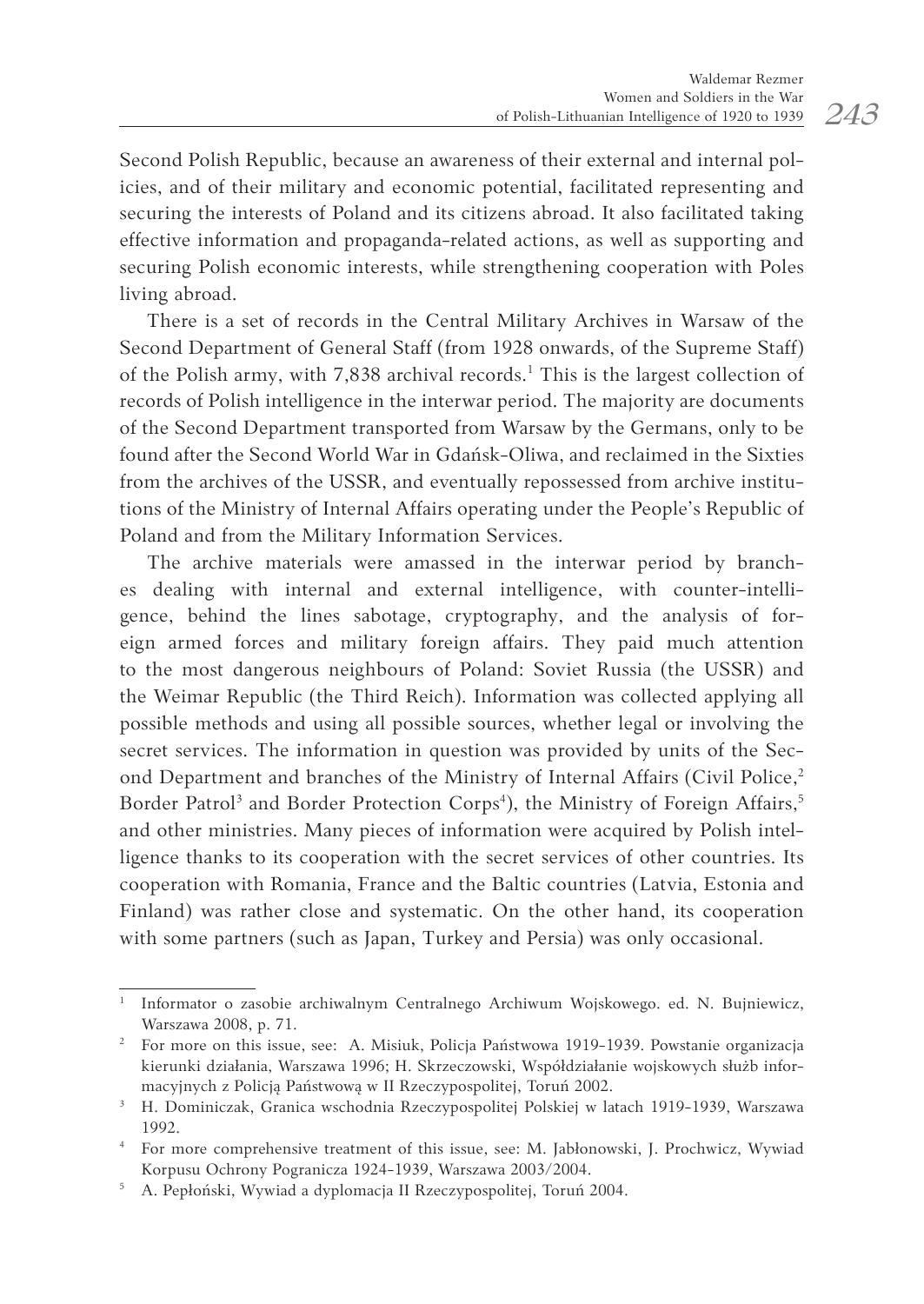Second Polish Republic, because an awareness of their external and internal policies, and of their military and economic potential, facilitated representing and securing the interests of Poland and its citizens abroad. It also facilitated taking effective information and propaganda-related actions, as well as supporting and securing Polish economic interests, while strengthening cooperation with Poles living abroad.

There is a set of records in the Central Military Archives in Warsaw of the Second Department of General Staff (from 1928 onwards, of the Supreme Staff) of the Polish army, with 7,838 archival records.[1] This is the largest collection of records of Polish intelligence in the interwar period. The majority are documents of the Second Department transported from Warsaw by the Germans, only to be found after the Second World War in Gdańsk-Oliwa, and reclaimed in the Sixties from the archives of the USSR, and eventually repossessed from archive institutions of the Ministry of Internal Affairs operating under the People's Republic of Poland and from the Military Information Services.

The archive materials were amassed in the interwar period by branches dealing with internal and external intelligence, with counter-intelligence, behind the lines sabotage, cryptography, and the analysis of foreign armed forces and military foreign affairs. They paid much attention to the most dangerous neighbours of Poland: Soviet Russia (the USSR) and the Weimar Republic (the Third Reich). Information was collected applying all possible methods and using all possible sources, whether legal or involving the secret services. The information in question was provided by units of the Second Department and branches of the Ministry of Internal Affairs (Civil Police,[2] Border Patrol[3] and Border Protection Corps[4]), the Ministry of Foreign Affairs,[5] and other ministries. Many pieces of information were acquired by Polish intelligence thanks to its cooperation with the secret services of other countries. Its cooperation with Romania, France and the Baltic countries (Latvia, Estonia and Finland) was rather close and systematic. On the other hand, its cooperation with some partners (such as Japan, Turkey and Persia) was only occasional.

---

[1] Informator o zasobie archiwalnym Centralnego Archiwum Wojskowego. ed. N. Bujniewicz, Warszawa 2008, p. 71.

[2] For more on this issue, see: A. Misiuk, Policja Państwowa 1919-1939. Powstanie organizacja kierunki działania, Warszawa 1996; H. Skrzeczowski, Współdziałanie wojskowych służb informacyjnych z Policją Państwową w II Rzeczypospolitej, Toruń 2002.

[3] H. Dominiczak, Granica wschodnia Rzeczypospolitej Polskiej w latach 1919-1939, Warszawa 1992.

[4] For more comprehensive treatment of this issue, see: M. Jabłonowski, J. Prochwicz, Wywiad Korpusu Ochrony Pogranicza 1924-1939, Warszawa 2003/2004.

[5] A. Pepłoński, Wywiad a dyplomacja II Rzeczypospolitej, Toruń 2004.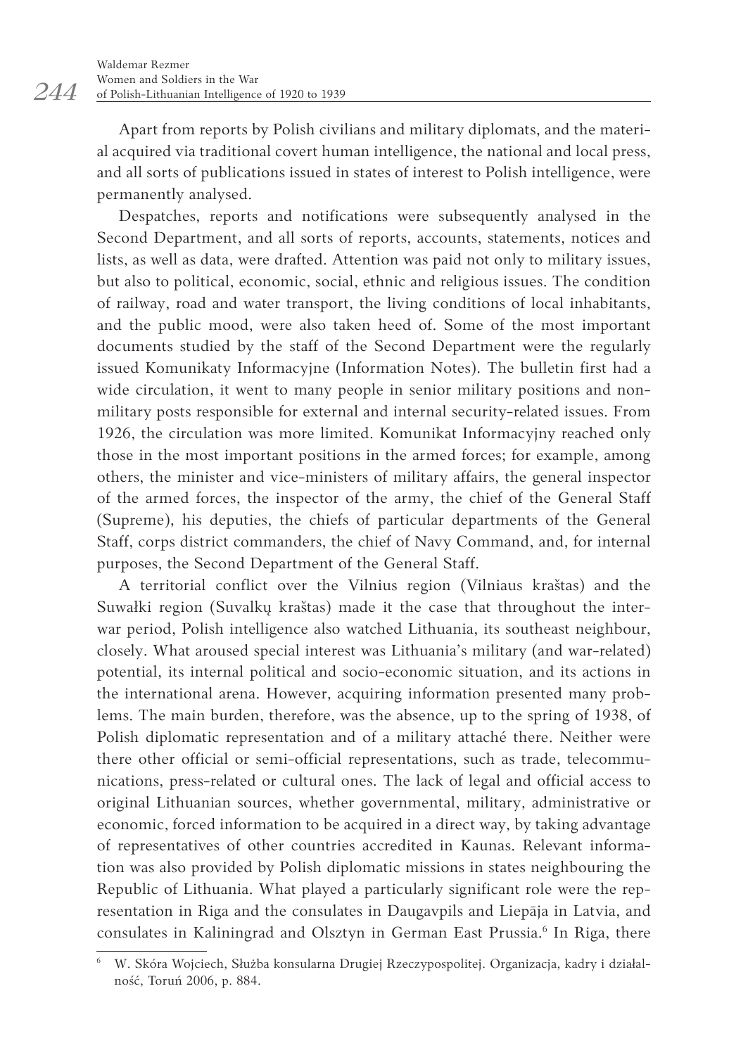Apart from reports by Polish civilians and military diplomats, and the material acquired via traditional covert human intelligence, the national and local press, and all sorts of publications issued in states of interest to Polish intelligence, were permanently analysed.

Despatches, reports and notifications were subsequently analysed in the Second Department, and all sorts of reports, accounts, statements, notices and lists, as well as data, were drafted. Attention was paid not only to military issues, but also to political, economic, social, ethnic and religious issues. The condition of railway, road and water transport, the living conditions of local inhabitants, and the public mood, were also taken heed of. Some of the most important documents studied by the staff of the Second Department were the regularly issued Komunikaty Informacyjne (Information Notes). The bulletin first had a wide circulation, it went to many people in senior military positions and non-military posts responsible for external and internal security-related issues. From 1926, the circulation was more limited. Komunikat Informacyjny reached only those in the most important positions in the armed forces; for example, among others, the minister and vice-ministers of military affairs, the general inspector of the armed forces, the inspector of the army, the chief of the General Staff (Supreme), his deputies, the chiefs of particular departments of the General Staff, corps district commanders, the chief of Navy Command, and, for internal purposes, the Second Department of the General Staff.

A territorial conflict over the Vilnius region (Vilniaus kraštas) and the Suwałki region (Suvalkų kraštas) made it the case that throughout the inter-war period, Polish intelligence also watched Lithuania, its southeast neighbour, closely. What aroused special interest was Lithuania's military (and war-related) potential, its internal political and socio-economic situation, and its actions in the international arena. However, acquiring information presented many problems. The main burden, therefore, was the absence, up to the spring of 1938, of Polish diplomatic representation and of a military attaché there. Neither were there other official or semi-official representations, such as trade, telecommunications, press-related or cultural ones. The lack of legal and official access to original Lithuanian sources, whether governmental, military, administrative or economic, forced information to be acquired in a direct way, by taking advantage of representatives of other countries accredited in Kaunas. Relevant information was also provided by Polish diplomatic missions in states neighbouring the Republic of Lithuania. What played a particularly significant role were the representation in Riga and the consulates in Daugavpils and Liepāja in Latvia, and consulates in Kaliningrad and Olsztyn in German East Prussia.[6] In Riga, there

[6] W. Skóra Wojciech, Służba konsularna Drugiej Rzeczypospolitej. Organizacja, kadry i działalność, Toruń 2006, p. 884.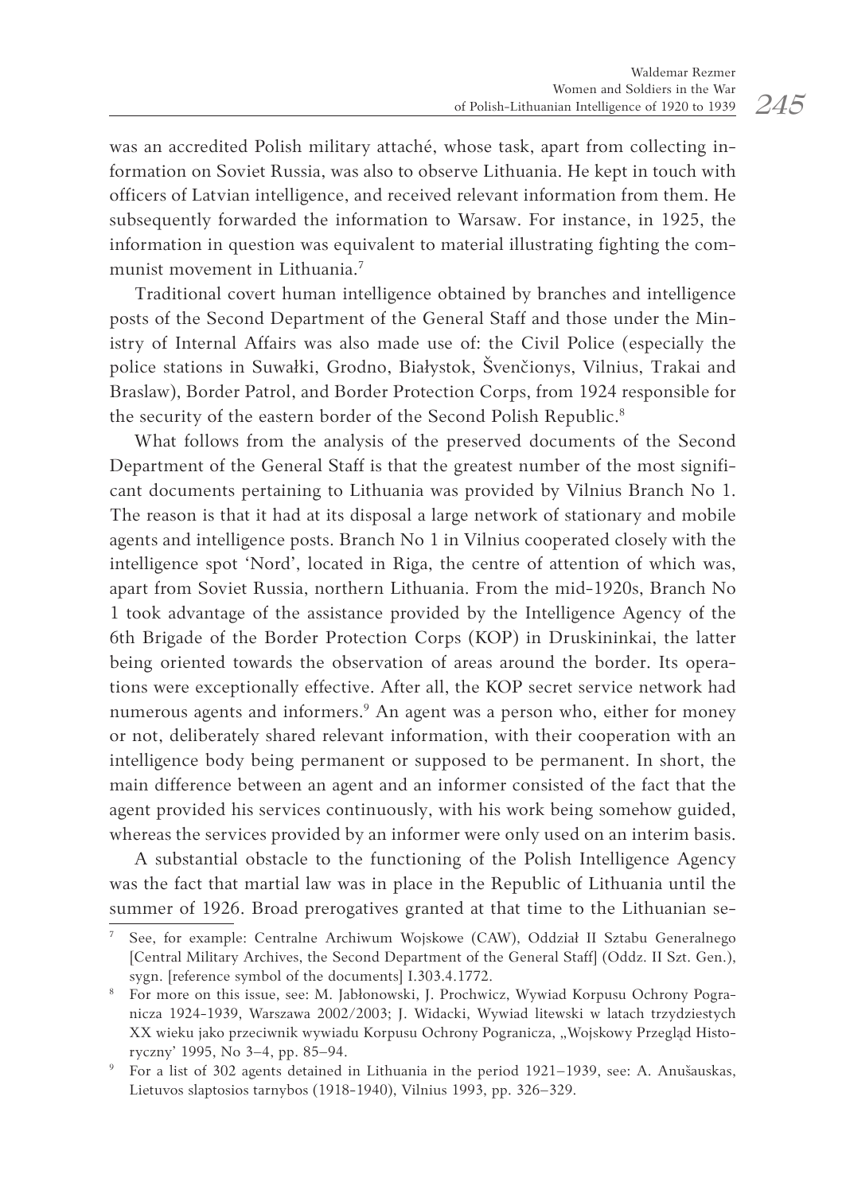was an accredited Polish military attaché, whose task, apart from collecting information on Soviet Russia, was also to observe Lithuania. He kept in touch with officers of Latvian intelligence, and received relevant information from them. He subsequently forwarded the information to Warsaw. For instance, in 1925, the information in question was equivalent to material illustrating fighting the communist movement in Lithuania.[7]

Traditional covert human intelligence obtained by branches and intelligence posts of the Second Department of the General Staff and those under the Ministry of Internal Affairs was also made use of: the Civil Police (especially the police stations in Suwałki, Grodno, Białystok, Švenčionys, Vilnius, Trakai and Braslaw), Border Patrol, and Border Protection Corps, from 1924 responsible for the security of the eastern border of the Second Polish Republic.[8]

What follows from the analysis of the preserved documents of the Second Department of the General Staff is that the greatest number of the most significant documents pertaining to Lithuania was provided by Vilnius Branch No 1. The reason is that it had at its disposal a large network of stationary and mobile agents and intelligence posts. Branch No 1 in Vilnius cooperated closely with the intelligence spot 'Nord', located in Riga, the centre of attention of which was, apart from Soviet Russia, northern Lithuania. From the mid-1920s, Branch No 1 took advantage of the assistance provided by the Intelligence Agency of the 6th Brigade of the Border Protection Corps (KOP) in Druskininkai, the latter being oriented towards the observation of areas around the border. Its operations were exceptionally effective. After all, the KOP secret service network had numerous agents and informers.[9] An agent was a person who, either for money or not, deliberately shared relevant information, with their cooperation with an intelligence body being permanent or supposed to be permanent. In short, the main difference between an agent and an informer consisted of the fact that the agent provided his services continuously, with his work being somehow guided, whereas the services provided by an informer were only used on an interim basis.

A substantial obstacle to the functioning of the Polish Intelligence Agency was the fact that martial law was in place in the Republic of Lithuania until the summer of 1926. Broad prerogatives granted at that time to the Lithuanian se-

---

[7] See, for example: Centralne Archiwum Wojskowe (CAW), Oddział II Sztabu Generalnego [Central Military Archives, the Second Department of the General Staff] (Oddz. II Szt. Gen.), sygn. [reference symbol of the documents] I.303.4.1772.

[8] For more on this issue, see: M. Jabłonowski, J. Prochwicz, Wywiad Korpusu Ochrony Pogranicza 1924-1939, Warszawa 2002/2003; J. Widacki, Wywiad litewski w latach trzydziestych XX wieku jako przeciwnik wywiadu Korpusu Ochrony Pogranicza, „Wojskowy Przegląd Historyczny' 1995, No 3–4, pp. 85–94.

[9] For a list of 302 agents detained in Lithuania in the period 1921–1939, see: A. Anušauskas, Lietuvos slaptosios tarnybos (1918-1940), Vilnius 1993, pp. 326–329.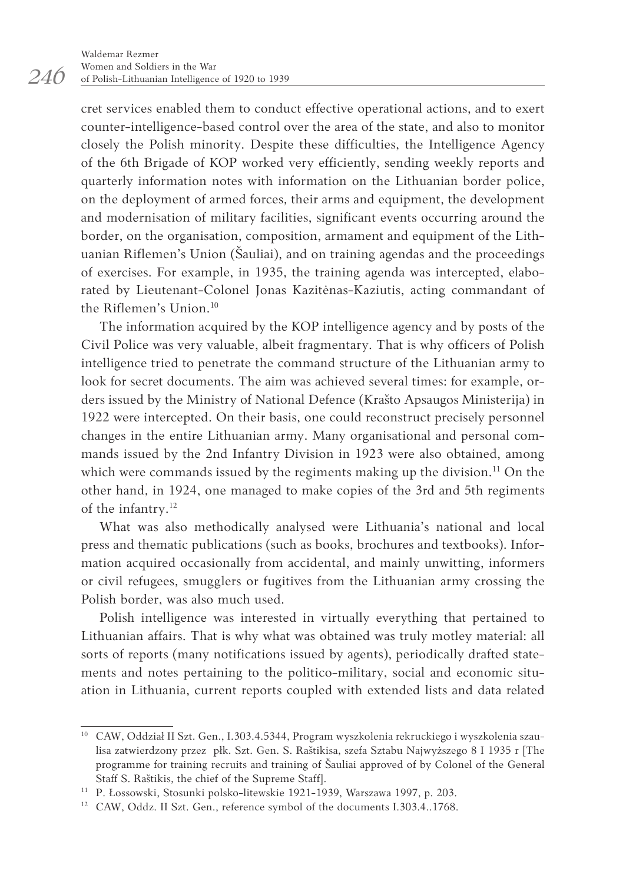cret services enabled them to conduct effective operational actions, and to exert counter-intelligence-based control over the area of the state, and also to monitor closely the Polish minority. Despite these difficulties, the Intelligence Agency of the 6th Brigade of KOP worked very efficiently, sending weekly reports and quarterly information notes with information on the Lithuanian border police, on the deployment of armed forces, their arms and equipment, the development and modernisation of military facilities, significant events occurring around the border, on the organisation, composition, armament and equipment of the Lithuanian Riflemen's Union (Šauliai), and on training agendas and the proceedings of exercises. For example, in 1935, the training agenda was intercepted, elaborated by Lieutenant-Colonel Jonas Kazitėnas-Kaziutis, acting commandant of the Riflemen's Union.[10]

The information acquired by the KOP intelligence agency and by posts of the Civil Police was very valuable, albeit fragmentary. That is why officers of Polish intelligence tried to penetrate the command structure of the Lithuanian army to look for secret documents. The aim was achieved several times: for example, orders issued by the Ministry of National Defence (Krašto Apsaugos Ministerija) in 1922 were intercepted. On their basis, one could reconstruct precisely personnel changes in the entire Lithuanian army. Many organisational and personal commands issued by the 2nd Infantry Division in 1923 were also obtained, among which were commands issued by the regiments making up the division.[11] On the other hand, in 1924, one managed to make copies of the 3rd and 5th regiments of the infantry.[12]

What was also methodically analysed were Lithuania's national and local press and thematic publications (such as books, brochures and textbooks). Information acquired occasionally from accidental, and mainly unwitting, informers or civil refugees, smugglers or fugitives from the Lithuanian army crossing the Polish border, was also much used.

Polish intelligence was interested in virtually everything that pertained to Lithuanian affairs. That is why what was obtained was truly motley material: all sorts of reports (many notifications issued by agents), periodically drafted statements and notes pertaining to the politico-military, social and economic situation in Lithuania, current reports coupled with extended lists and data related

---

[10] CAW, Oddział II Szt. Gen., I.303.4.5344, Program wyszkolenia rekruckiego i wyszkolenia szaulisa zatwierdzony przez płk. Szt. Gen. S. Raštikisa, szefa Sztabu Najwyższego 8 I 1935 r [The programme for training recruits and training of Šauliai approved of by Colonel of the General Staff S. Raštikis, the chief of the Supreme Staff].

[11] P. Łossowski, Stosunki polsko-litewskie 1921-1939, Warszawa 1997, p. 203.

[12] CAW, Oddz. II Szt. Gen., reference symbol of the documents I.303.4..1768.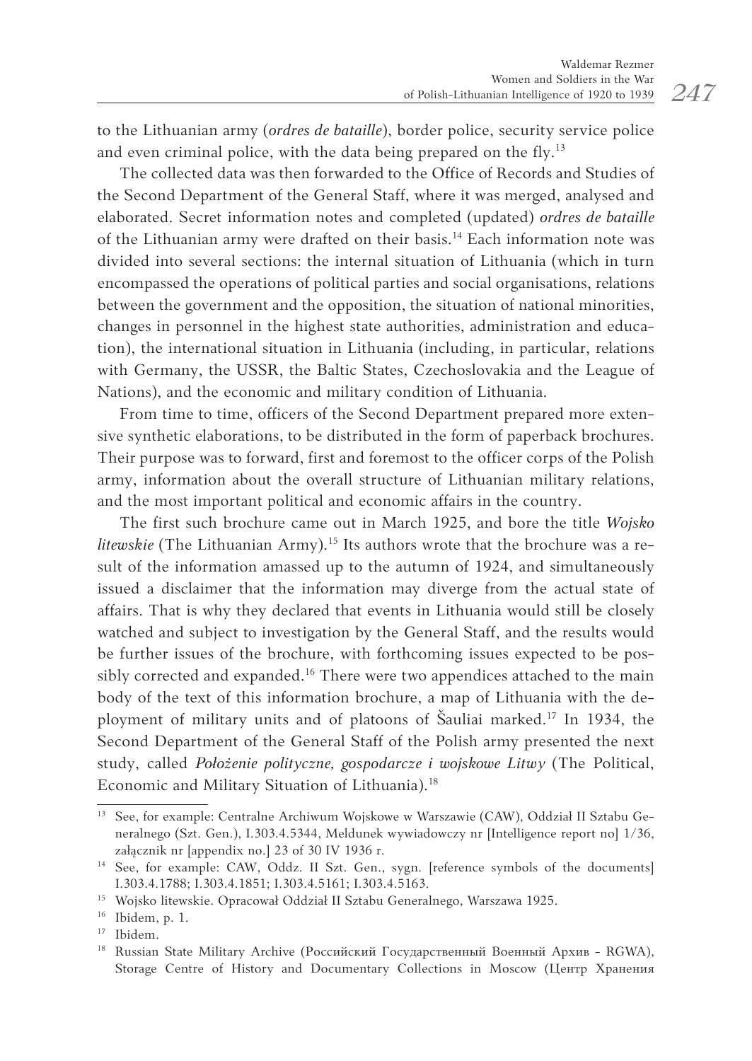to the Lithuanian army (*ordres de bataille*), border police, security service police and even criminal police, with the data being prepared on the fly.[13]

The collected data was then forwarded to the Office of Records and Studies of the Second Department of the General Staff, where it was merged, analysed and elaborated. Secret information notes and completed (updated) *ordres de bataille* of the Lithuanian army were drafted on their basis.[14] Each information note was divided into several sections: the internal situation of Lithuania (which in turn encompassed the operations of political parties and social organisations, relations between the government and the opposition, the situation of national minorities, changes in personnel in the highest state authorities, administration and education), the international situation in Lithuania (including, in particular, relations with Germany, the USSR, the Baltic States, Czechoslovakia and the League of Nations), and the economic and military condition of Lithuania.

From time to time, officers of the Second Department prepared more extensive synthetic elaborations, to be distributed in the form of paperback brochures. Their purpose was to forward, first and foremost to the officer corps of the Polish army, information about the overall structure of Lithuanian military relations, and the most important political and economic affairs in the country.

The first such brochure came out in March 1925, and bore the title *Wojsko litewskie* (The Lithuanian Army).[15] Its authors wrote that the brochure was a result of the information amassed up to the autumn of 1924, and simultaneously issued a disclaimer that the information may diverge from the actual state of affairs. That is why they declared that events in Lithuania would still be closely watched and subject to investigation by the General Staff, and the results would be further issues of the brochure, with forthcoming issues expected to be possibly corrected and expanded.[16] There were two appendices attached to the main body of the text of this information brochure, a map of Lithuania with the deployment of military units and of platoons of Šauliai marked.[17] In 1934, the Second Department of the General Staff of the Polish army presented the next study, called *Położenie polityczne, gospodarcze i wojskowe Litwy* (The Political, Economic and Military Situation of Lithuania).[18]

---

[13] See, for example: Centralne Archiwum Wojskowe w Warszawie (CAW), Oddział II Sztabu Generalnego (Szt. Gen.), I.303.4.5344, Meldunek wywiadowczy nr [Intelligence report no] 1/36, załącznik nr [appendix no.] 23 of 30 IV 1936 r.

[14] See, for example: CAW, Oddz. II Szt. Gen., sygn. [reference symbols of the documents] I.303.4.1788; I.303.4.1851; I.303.4.5161; I.303.4.5163.

[15] Wojsko litewskie. Opracował Oddział II Sztabu Generalnego, Warszawa 1925.

[16] Ibidem, p. 1.

[17] Ibidem.

[18] Russian State Military Archive (Российский Государственный Военный Архив – RGWA), Storage Centre of History and Documentary Collections in Moscow (Центр Хранения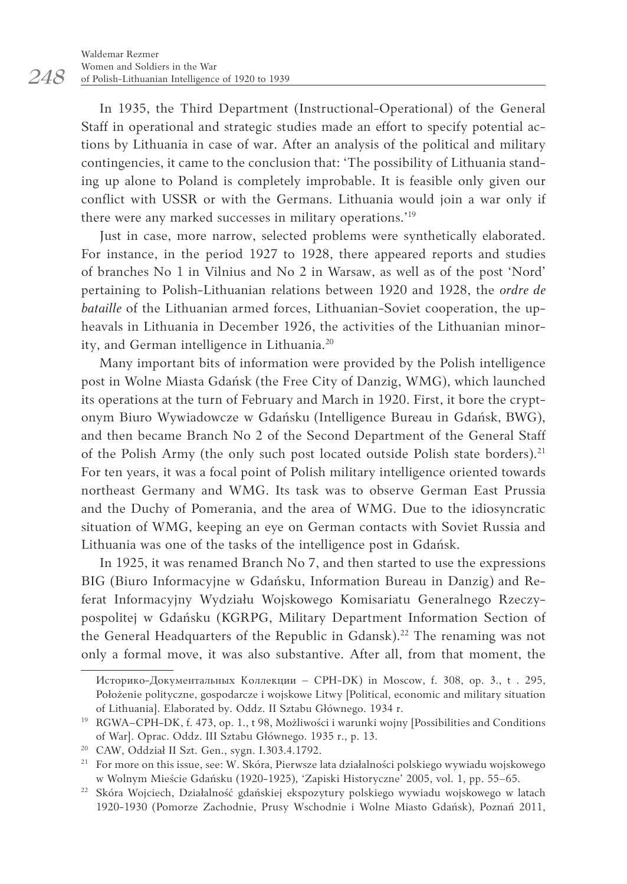In 1935, the Third Department (Instructional-Operational) of the General Staff in operational and strategic studies made an effort to specify potential actions by Lithuania in case of war. After an analysis of the political and military contingencies, it came to the conclusion that: 'The possibility of Lithuania standing up alone to Poland is completely improbable. It is feasible only given our conflict with USSR or with the Germans. Lithuania would join a war only if there were any marked successes in military operations.'[19]

Just in case, more narrow, selected problems were synthetically elaborated. For instance, in the period 1927 to 1928, there appeared reports and studies of branches No 1 in Vilnius and No 2 in Warsaw, as well as of the post 'Nord' pertaining to Polish-Lithuanian relations between 1920 and 1928, the *ordre de bataille* of the Lithuanian armed forces, Lithuanian-Soviet cooperation, the upheavals in Lithuania in December 1926, the activities of the Lithuanian minority, and German intelligence in Lithuania.[20]

Many important bits of information were provided by the Polish intelligence post in Wolne Miasta Gdańsk (the Free City of Danzig, WMG), which launched its operations at the turn of February and March in 1920. First, it bore the cryptonym Biuro Wywiadowcze w Gdańsku (Intelligence Bureau in Gdańsk, BWG), and then became Branch No 2 of the Second Department of the General Staff of the Polish Army (the only such post located outside Polish state borders).[21] For ten years, it was a focal point of Polish military intelligence oriented towards northeast Germany and WMG. Its task was to observe German East Prussia and the Duchy of Pomerania, and the area of WMG. Due to the idiosyncratic situation of WMG, keeping an eye on German contacts with Soviet Russia and Lithuania was one of the tasks of the intelligence post in Gdańsk.

In 1925, it was renamed Branch No 7, and then started to use the expressions BIG (Biuro Informacyjne w Gdańsku, Information Bureau in Danzig) and Referat Informacyjny Wydziału Wojskowego Komisariatu Generalnego Rzeczypospolitej w Gdańsku (KGRPG, Military Department Information Section of the General Headquarters of the Republic in Gdansk).[22] The renaming was not only a formal move, it was also substantive. After all, from that moment, the

---

Историко-Документальных Коллекции – CPH-DK) in Moscow, f. 308, op. 3., t . 295, Położenie polityczne, gospodarcze i wojskowe Litwy [Political, economic and military situation of Lithuania]. Elaborated by. Oddz. II Sztabu Głównego. 1934 r.

[19] RGWA–CPH-DK, f. 473, op. 1., t 98, Możliwości i warunki wojny [Possibilities and Conditions of War]. Oprac. Oddz. III Sztabu Głównego. 1935 r., p. 13.

[20] CAW, Oddział II Szt. Gen., sygn. I.303.4.1792.

[21] For more on this issue, see: W. Skóra, Pierwsze lata działalności polskiego wywiadu wojskowego w Wolnym Mieście Gdańsku (1920-1925), 'Zapiski Historyczne' 2005, vol. 1, pp. 55–65.

[22] Skóra Wojciech, Działalność gdańskiej ekspozytury polskiego wywiadu wojskowego w latach 1920-1930 (Pomorze Zachodnie, Prusy Wschodnie i Wolne Miasto Gdańsk), Poznań 2011,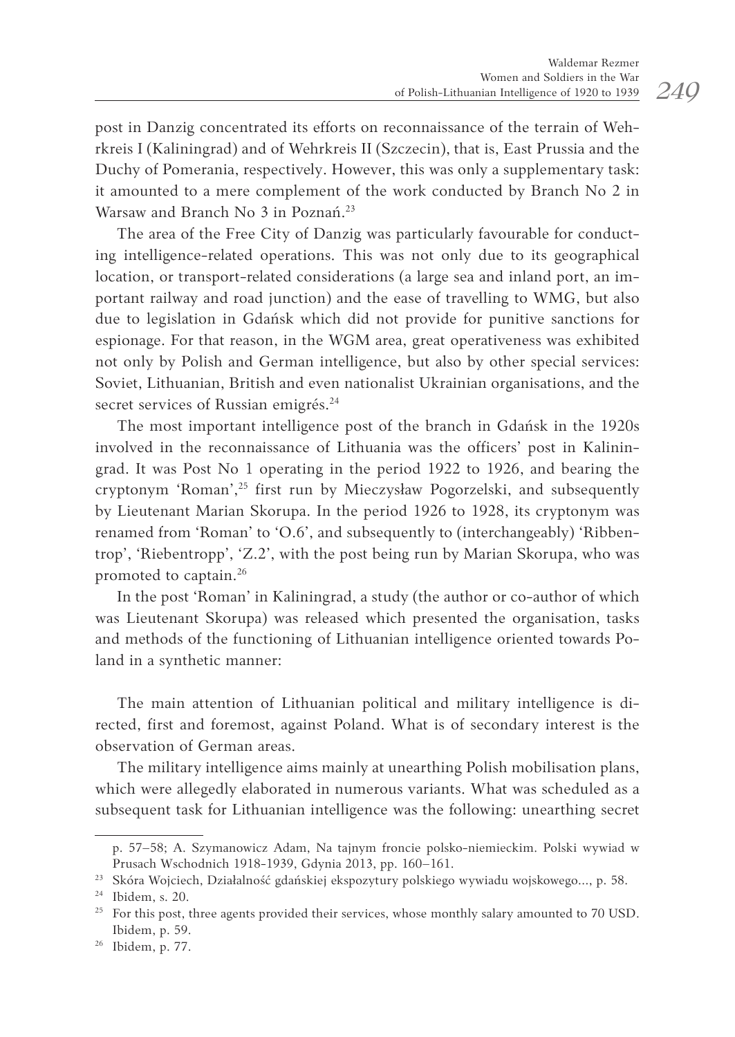post in Danzig concentrated its efforts on reconnaissance of the terrain of Wehrkreis I (Kaliningrad) and of Wehrkreis II (Szczecin), that is, East Prussia and the Duchy of Pomerania, respectively. However, this was only a supplementary task: it amounted to a mere complement of the work conducted by Branch No 2 in Warsaw and Branch No 3 in Poznań.[23]

The area of the Free City of Danzig was particularly favourable for conducting intelligence-related operations. This was not only due to its geographical location, or transport-related considerations (a large sea and inland port, an important railway and road junction) and the ease of travelling to WMG, but also due to legislation in Gdańsk which did not provide for punitive sanctions for espionage. For that reason, in the WGM area, great operativeness was exhibited not only by Polish and German intelligence, but also by other special services: Soviet, Lithuanian, British and even nationalist Ukrainian organisations, and the secret services of Russian emigrés.[24]

The most important intelligence post of the branch in Gdańsk in the 1920s involved in the reconnaissance of Lithuania was the officers' post in Kaliningrad. It was Post No 1 operating in the period 1922 to 1926, and bearing the cryptonym 'Roman',[25] first run by Mieczysław Pogorzelski, and subsequently by Lieutenant Marian Skorupa. In the period 1926 to 1928, its cryptonym was renamed from 'Roman' to 'O.6', and subsequently to (interchangeably) 'Ribbentrop', 'Riebentropp', 'Z.2', with the post being run by Marian Skorupa, who was promoted to captain.[26]

In the post 'Roman' in Kaliningrad, a study (the author or co-author of which was Lieutenant Skorupa) was released which presented the organisation, tasks and methods of the functioning of Lithuanian intelligence oriented towards Poland in a synthetic manner:

> The main attention of Lithuanian political and military intelligence is directed, first and foremost, against Poland. What is of secondary interest is the observation of German areas.
>
> The military intelligence aims mainly at unearthing Polish mobilisation plans, which were allegedly elaborated in numerous variants. What was scheduled as a subsequent task for Lithuanian intelligence was the following: unearthing secret

p. 57–58; A. Szymanowicz Adam, Na tajnym froncie polsko-niemieckim. Polski wywiad w Prusach Wschodnich 1918-1939, Gdynia 2013, pp. 160–161.

[23] Skóra Wojciech, Działalność gdańskiej ekspozytury polskiego wywiadu wojskowego..., p. 58.

[24] Ibidem, s. 20.

[25] For this post, three agents provided their services, whose monthly salary amounted to 70 USD. Ibidem, p. 59.

[26] Ibidem, p. 77.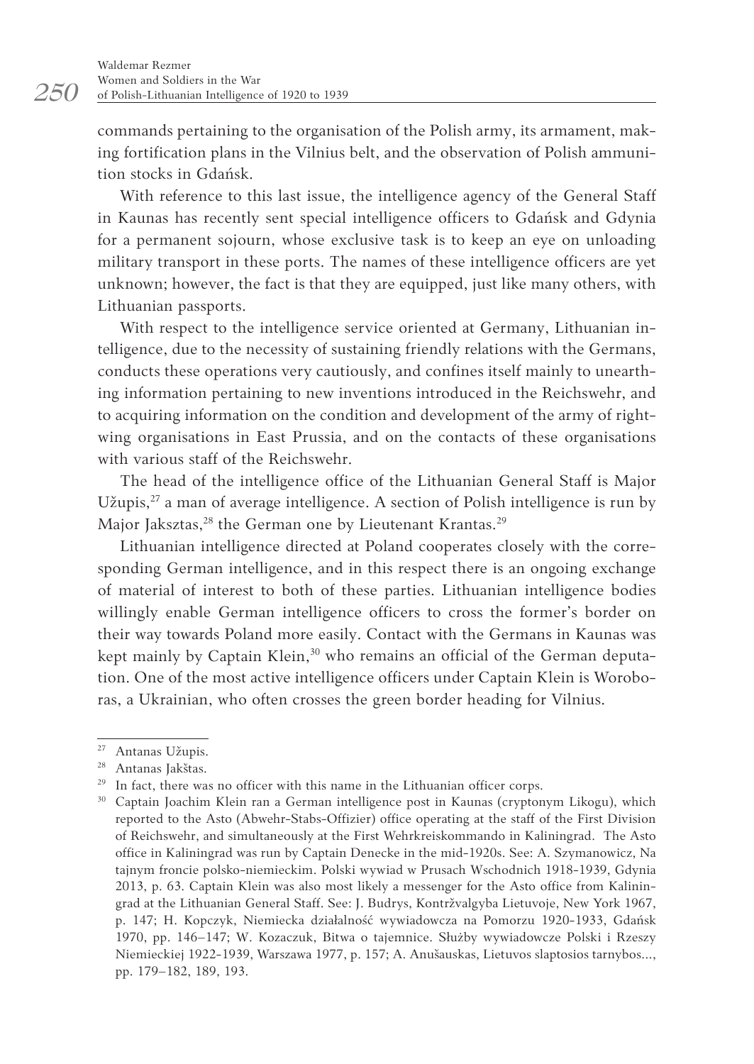commands pertaining to the organisation of the Polish army, its armament, making fortification plans in the Vilnius belt, and the observation of Polish ammunition stocks in Gdańsk.

With reference to this last issue, the intelligence agency of the General Staff in Kaunas has recently sent special intelligence officers to Gdańsk and Gdynia for a permanent sojourn, whose exclusive task is to keep an eye on unloading military transport in these ports. The names of these intelligence officers are yet unknown; however, the fact is that they are equipped, just like many others, with Lithuanian passports.

With respect to the intelligence service oriented at Germany, Lithuanian intelligence, due to the necessity of sustaining friendly relations with the Germans, conducts these operations very cautiously, and confines itself mainly to unearthing information pertaining to new inventions introduced in the Reichswehr, and to acquiring information on the condition and development of the army of right-wing organisations in East Prussia, and on the contacts of these organisations with various staff of the Reichswehr.

The head of the intelligence office of the Lithuanian General Staff is Major Užupis,[27] a man of average intelligence. A section of Polish intelligence is run by Major Jaksztas,[28] the German one by Lieutenant Krantas.[29]

Lithuanian intelligence directed at Poland cooperates closely with the corresponding German intelligence, and in this respect there is an ongoing exchange of material of interest to both of these parties. Lithuanian intelligence bodies willingly enable German intelligence officers to cross the former's border on their way towards Poland more easily. Contact with the Germans in Kaunas was kept mainly by Captain Klein,[30] who remains an official of the German deputation. One of the most active intelligence officers under Captain Klein is Woroboras, a Ukrainian, who often crosses the green border heading for Vilnius.

---

[27] Antanas Užupis.

[28] Antanas Jakštas.

[29] In fact, there was no officer with this name in the Lithuanian officer corps.

[30] Captain Joachim Klein ran a German intelligence post in Kaunas (cryptonym Likogu), which reported to the Asto (Abwehr-Stabs-Offizier) office operating at the staff of the First Division of Reichswehr, and simultaneously at the First Wehrkreiskommando in Kaliningrad. The Asto office in Kaliningrad was run by Captain Denecke in the mid-1920s. See: A. Szymanowicz, Na tajnym froncie polsko-niemieckim. Polski wywiad w Prusach Wschodnich 1918-1939, Gdynia 2013, p. 63. Captain Klein was also most likely a messenger for the Asto office from Kaliningrad at the Lithuanian General Staff. See: J. Budrys, Kontržvalgyba Lietuvoje, New York 1967, p. 147; H. Kopczyk, Niemiecka działalność wywiadowcza na Pomorzu 1920-1933, Gdańsk 1970, pp. 146–147; W. Kozaczuk, Bitwa o tajemnice. Służby wywiadowcze Polski i Rzeszy Niemieckiej 1922-1939, Warszawa 1977, p. 157; A. Anušauskas, Lietuvos slaptosios tarnybos..., pp. 179–182, 189, 193.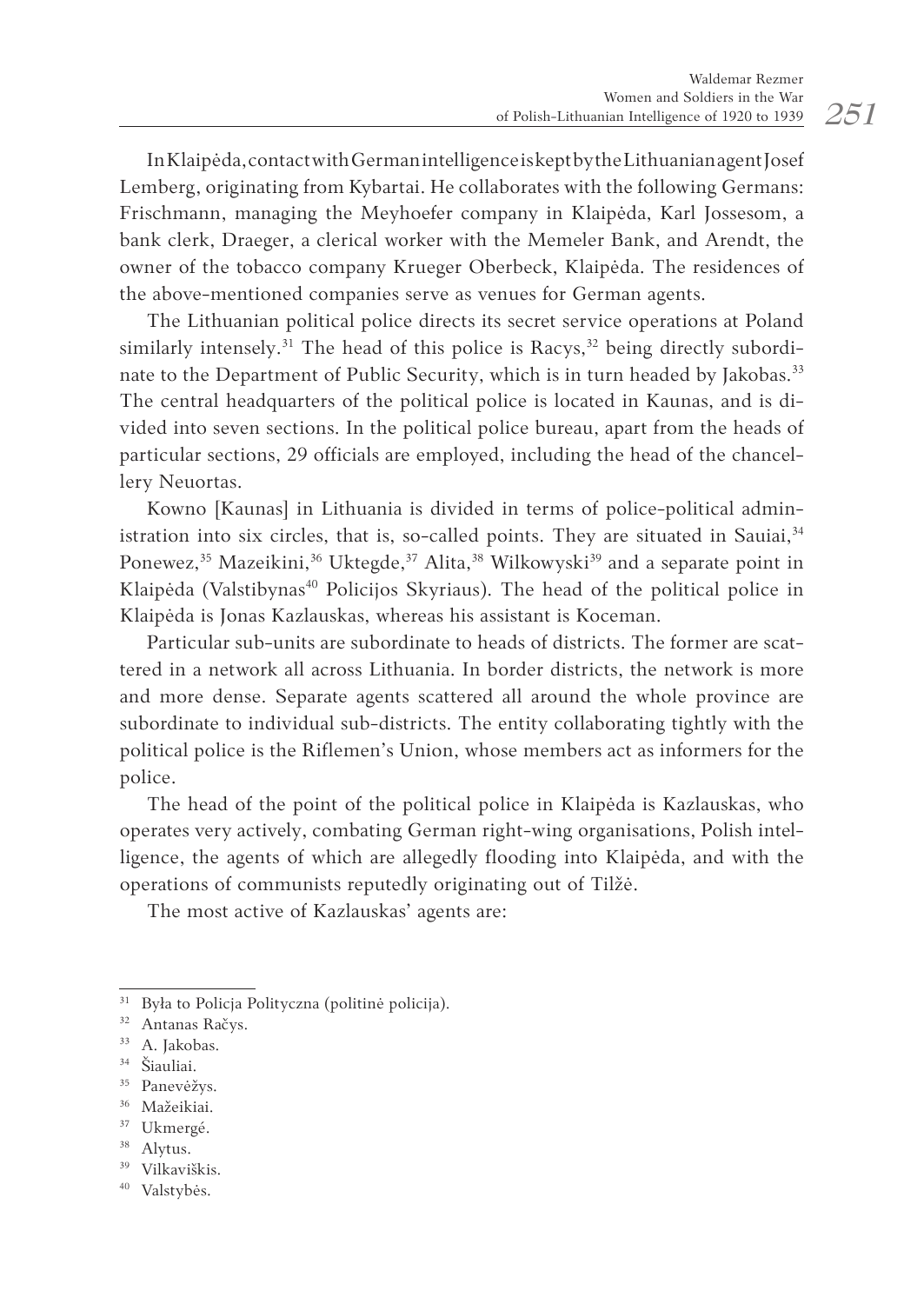In Klaipėda, contact with German intelligence is kept by the Lithuanian agent Josef Lemberg, originating from Kybartai. He collaborates with the following Germans: Frischmann, managing the Meyhoefer company in Klaipėda, Karl Jossesom, a bank clerk, Draeger, a clerical worker with the Memeler Bank, and Arendt, the owner of the tobacco company Krueger Oberbeck, Klaipėda. The residences of the above-mentioned companies serve as venues for German agents.

The Lithuanian political police directs its secret service operations at Poland similarly intensely.[31] The head of this police is Racys,[32] being directly subordinate to the Department of Public Security, which is in turn headed by Jakobas.[33] The central headquarters of the political police is located in Kaunas, and is divided into seven sections. In the political police bureau, apart from the heads of particular sections, 29 officials are employed, including the head of the chancellery Neuortas.

Kowno [Kaunas] in Lithuania is divided in terms of police-political administration into six circles, that is, so-called points. They are situated in Sauiai,[34] Ponewez,[35] Mazeikini,[36] Uktegde,[37] Alita,[38] Wilkowyski[39] and a separate point in Klaipėda (Valstibynas[40] Policijos Skyriaus). The head of the political police in Klaipėda is Jonas Kazlauskas, whereas his assistant is Koceman.

Particular sub-units are subordinate to heads of districts. The former are scattered in a network all across Lithuania. In border districts, the network is more and more dense. Separate agents scattered all around the whole province are subordinate to individual sub-districts. The entity collaborating tightly with the political police is the Riflemen's Union, whose members act as informers for the police.

The head of the point of the political police in Klaipėda is Kazlauskas, who operates very actively, combating German right-wing organisations, Polish intelligence, the agents of which are allegedly flooding into Klaipėda, and with the operations of communists reputedly originating out of Tilžė.

The most active of Kazlauskas' agents are:

---

[31] Była to Policja Polityczna (politinė policija).

[32] Antanas Račys.

[33] A. Jakobas.

[34] Šiauliai.

[35] Panevėžys.

[36] Mažeikiai.

[37] Ukmergė.

[38] Alytus.

[39] Vilkaviškis.

[40] Valstybės.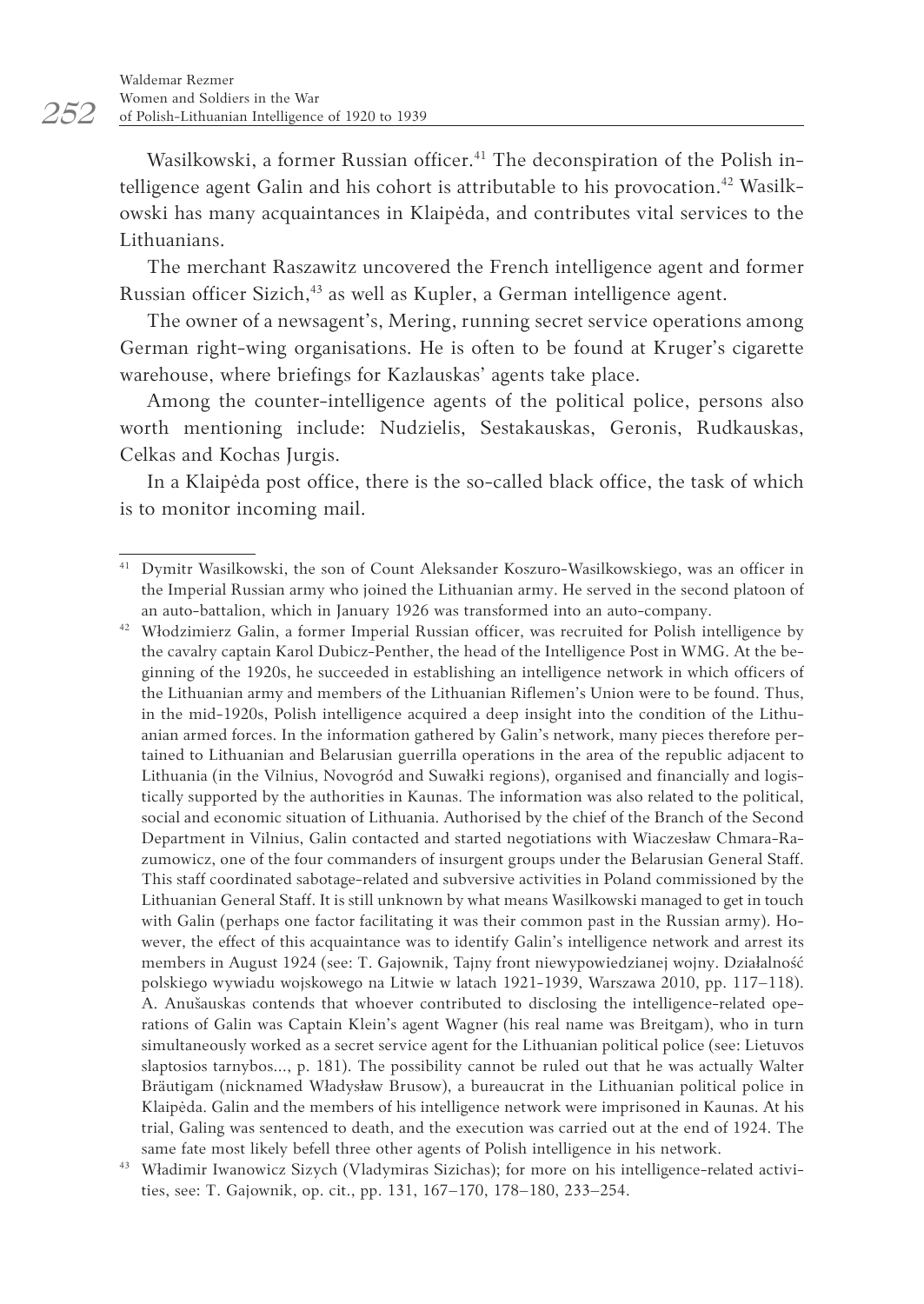Wasilkowski, a former Russian officer.[41] The deconspiration of the Polish intelligence agent Galin and his cohort is attributable to his provocation.[42] Wasilkowski has many acquaintances in Klaipėda, and contributes vital services to the Lithuanians.

The merchant Raszawitz uncovered the French intelligence agent and former Russian officer Sizich,[43] as well as Kupler, a German intelligence agent.

The owner of a newsagent's, Mering, running secret service operations among German right-wing organisations. He is often to be found at Kruger's cigarette warehouse, where briefings for Kazlauskas' agents take place.

Among the counter-intelligence agents of the political police, persons also worth mentioning include: Nudzielis, Sestakauskas, Geronis, Rudkauskas, Celkas and Kochas Jurgis.

In a Klaipėda post office, there is the so-called black office, the task of which is to monitor incoming mail.

---

[41] Dymitr Wasilkowski, the son of Count Aleksander Koszuro-Wasilkowskiego, was an officer in the Imperial Russian army who joined the Lithuanian army. He served in the second platoon of an auto-battalion, which in January 1926 was transformed into an auto-company.

[42] Włodzimierz Galin, a former Imperial Russian officer, was recruited for Polish intelligence by the cavalry captain Karol Dubicz-Penther, the head of the Intelligence Post in WMG. At the beginning of the 1920s, he succeeded in establishing an intelligence network in which officers of the Lithuanian army and members of the Lithuanian Riflemen's Union were to be found. Thus, in the mid-1920s, Polish intelligence acquired a deep insight into the condition of the Lithuanian armed forces. In the information gathered by Galin's network, many pieces therefore pertained to Lithuanian and Belarusian guerrilla operations in the area of the republic adjacent to Lithuania (in the Vilnius, Novogród and Suwałki regions), organised and financially and logistically supported by the authorities in Kaunas. The information was also related to the political, social and economic situation of Lithuania. Authorised by the chief of the Branch of the Second Department in Vilnius, Galin contacted and started negotiations with Wiaczesław Chmara-Razumowicz, one of the four commanders of insurgent groups under the Belarusian General Staff. This staff coordinated sabotage-related and subversive activities in Poland commissioned by the Lithuanian General Staff. It is still unknown by what means Wasilkowski managed to get in touch with Galin (perhaps one factor facilitating it was their common past in the Russian army). However, the effect of this acquaintance was to identify Galin's intelligence network and arrest its members in August 1924 (see: T. Gajownik, Tajny front niewypowiedzianej wojny. Działalność polskiego wywiadu wojskowego na Litwie w latach 1921-1939, Warszawa 2010, pp. 117–118). A. Anušauskas contends that whoever contributed to disclosing the intelligence-related operations of Galin was Captain Klein's agent Wagner (his real name was Breitgam), who in turn simultaneously worked as a secret service agent for the Lithuanian political police (see: Lietuvos slaptosios tarnybos..., p. 181). The possibility cannot be ruled out that he was actually Walter Bräutigam (nicknamed Władysław Brusow), a bureaucrat in the Lithuanian political police in Klaipėda. Galin and the members of his intelligence network were imprisoned in Kaunas. At his trial, Galing was sentenced to death, and the execution was carried out at the end of 1924. The same fate most likely befell three other agents of Polish intelligence in his network.

[43] Władimir Iwanowicz Sizych (Vladymiras Sizichas); for more on his intelligence-related activities, see: T. Gajownik, op. cit., pp. 131, 167–170, 178–180, 233–254.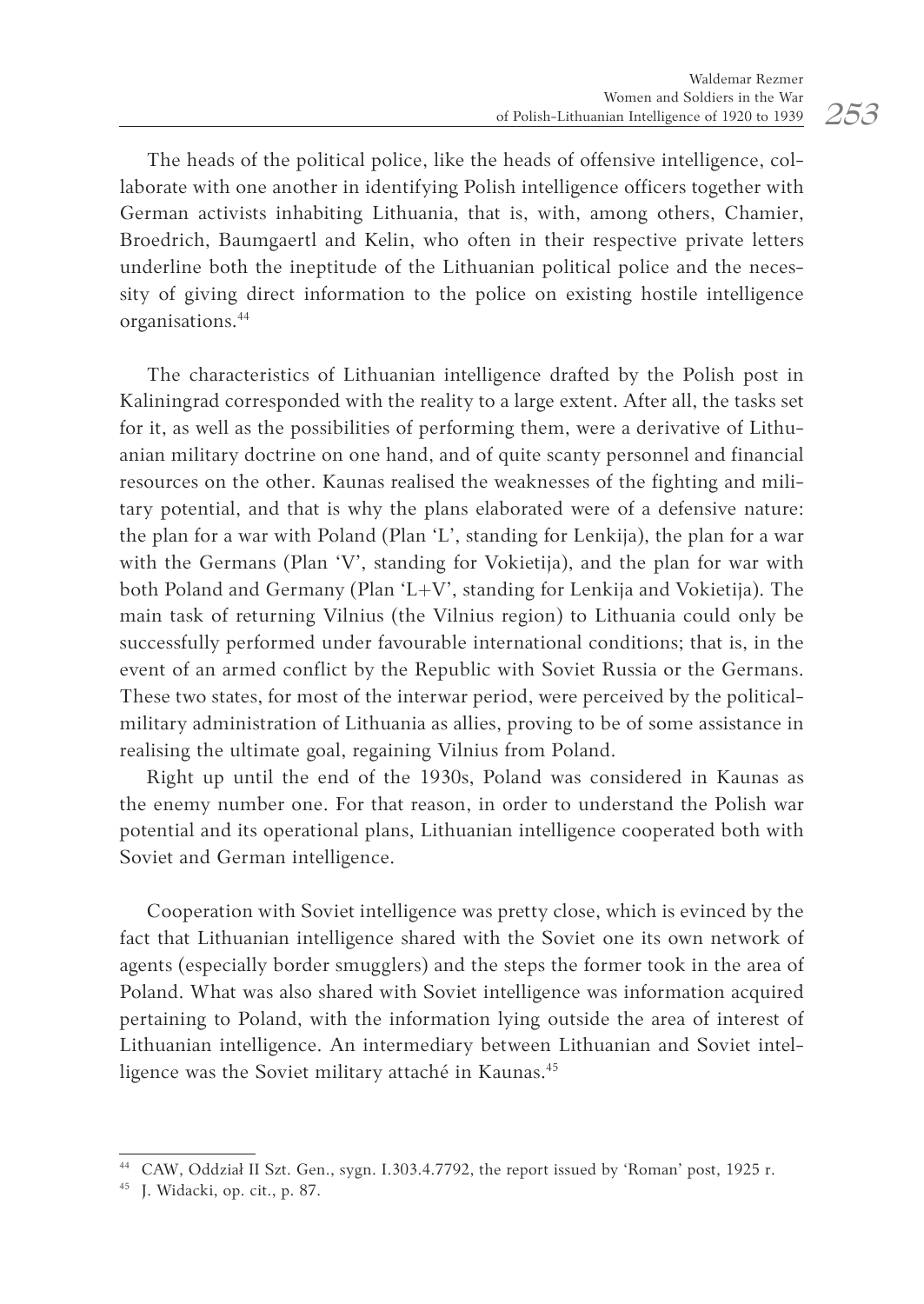The heads of the political police, like the heads of offensive intelligence, collaborate with one another in identifying Polish intelligence officers together with German activists inhabiting Lithuania, that is, with, among others, Chamier, Broedrich, Baumgaertl and Kelin, who often in their respective private letters underline both the ineptitude of the Lithuanian political police and the necessity of giving direct information to the police on existing hostile intelligence organisations.[44]

The characteristics of Lithuanian intelligence drafted by the Polish post in Kaliningrad corresponded with the reality to a large extent. After all, the tasks set for it, as well as the possibilities of performing them, were a derivative of Lithuanian military doctrine on one hand, and of quite scanty personnel and financial resources on the other. Kaunas realised the weaknesses of the fighting and military potential, and that is why the plans elaborated were of a defensive nature: the plan for a war with Poland (Plan 'L', standing for Lenkija), the plan for a war with the Germans (Plan 'V', standing for Vokietija), and the plan for war with both Poland and Germany (Plan 'L+V', standing for Lenkija and Vokietija). The main task of returning Vilnius (the Vilnius region) to Lithuania could only be successfully performed under favourable international conditions; that is, in the event of an armed conflict by the Republic with Soviet Russia or the Germans. These two states, for most of the interwar period, were perceived by the political-military administration of Lithuania as allies, proving to be of some assistance in realising the ultimate goal, regaining Vilnius from Poland.

Right up until the end of the 1930s, Poland was considered in Kaunas as the enemy number one. For that reason, in order to understand the Polish war potential and its operational plans, Lithuanian intelligence cooperated both with Soviet and German intelligence.

Cooperation with Soviet intelligence was pretty close, which is evinced by the fact that Lithuanian intelligence shared with the Soviet one its own network of agents (especially border smugglers) and the steps the former took in the area of Poland. What was also shared with Soviet intelligence was information acquired pertaining to Poland, with the information lying outside the area of interest of Lithuanian intelligence. An intermediary between Lithuanian and Soviet intelligence was the Soviet military attaché in Kaunas.[45]

---

[44] CAW, Oddział II Szt. Gen., sygn. I.303.4.7792, the report issued by 'Roman' post, 1925 r.

[45] J. Widacki, op. cit., p. 87.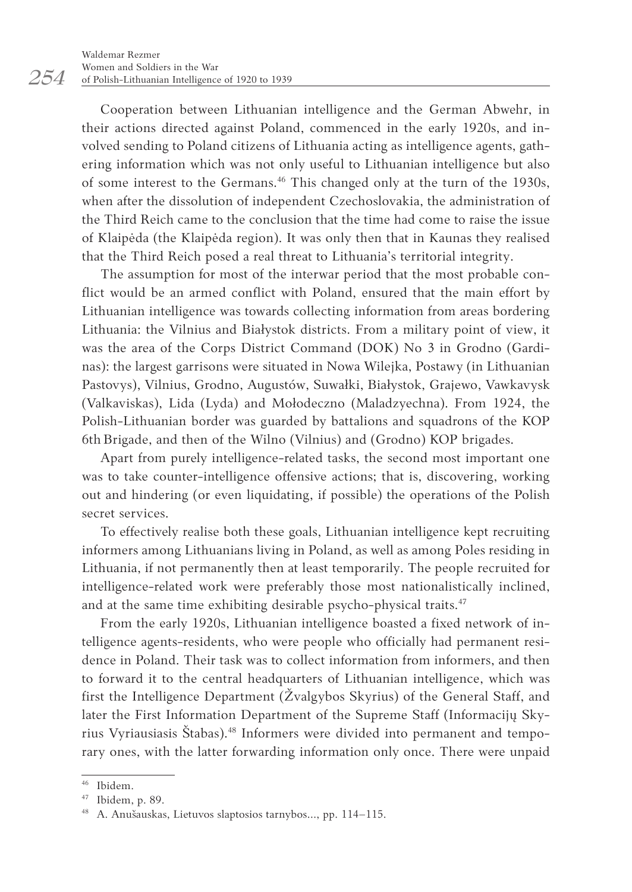Cooperation between Lithuanian intelligence and the German Abwehr, in their actions directed against Poland, commenced in the early 1920s, and involved sending to Poland citizens of Lithuania acting as intelligence agents, gathering information which was not only useful to Lithuanian intelligence but also of some interest to the Germans.[46] This changed only at the turn of the 1930s, when after the dissolution of independent Czechoslovakia, the administration of the Third Reich came to the conclusion that the time had come to raise the issue of Klaipėda (the Klaipėda region). It was only then that in Kaunas they realised that the Third Reich posed a real threat to Lithuania's territorial integrity.

The assumption for most of the interwar period that the most probable conflict would be an armed conflict with Poland, ensured that the main effort by Lithuanian intelligence was towards collecting information from areas bordering Lithuania: the Vilnius and Białystok districts. From a military point of view, it was the area of the Corps District Command (DOK) No 3 in Grodno (Gardinas): the largest garrisons were situated in Nowa Wilejka, Postawy (in Lithuanian Pastovys), Vilnius, Grodno, Augustów, Suwałki, Białystok, Grajewo, Vawkavysk (Valkaviskas), Lida (Lyda) and Mołodeczno (Maladzyechna). From 1924, the Polish-Lithuanian border was guarded by battalions and squadrons of the KOP 6th Brigade, and then of the Wilno (Vilnius) and (Grodno) KOP brigades.

Apart from purely intelligence-related tasks, the second most important one was to take counter-intelligence offensive actions; that is, discovering, working out and hindering (or even liquidating, if possible) the operations of the Polish secret services.

To effectively realise both these goals, Lithuanian intelligence kept recruiting informers among Lithuanians living in Poland, as well as among Poles residing in Lithuania, if not permanently then at least temporarily. The people recruited for intelligence-related work were preferably those most nationalistically inclined, and at the same time exhibiting desirable psycho-physical traits.[47]

From the early 1920s, Lithuanian intelligence boasted a fixed network of intelligence agents-residents, who were people who officially had permanent residence in Poland. Their task was to collect information from informers, and then to forward it to the central headquarters of Lithuanian intelligence, which was first the Intelligence Department (Žvalgybos Skyrius) of the General Staff, and later the First Information Department of the Supreme Staff (Informacijų Skyrius Vyriausiasis Štabas).[48] Informers were divided into permanent and temporary ones, with the latter forwarding information only once. There were unpaid

---

[46] Ibidem.

[47] Ibidem, p. 89.

[48] A. Anušauskas, Lietuvos slaptosios tarnybos..., pp. 114–115.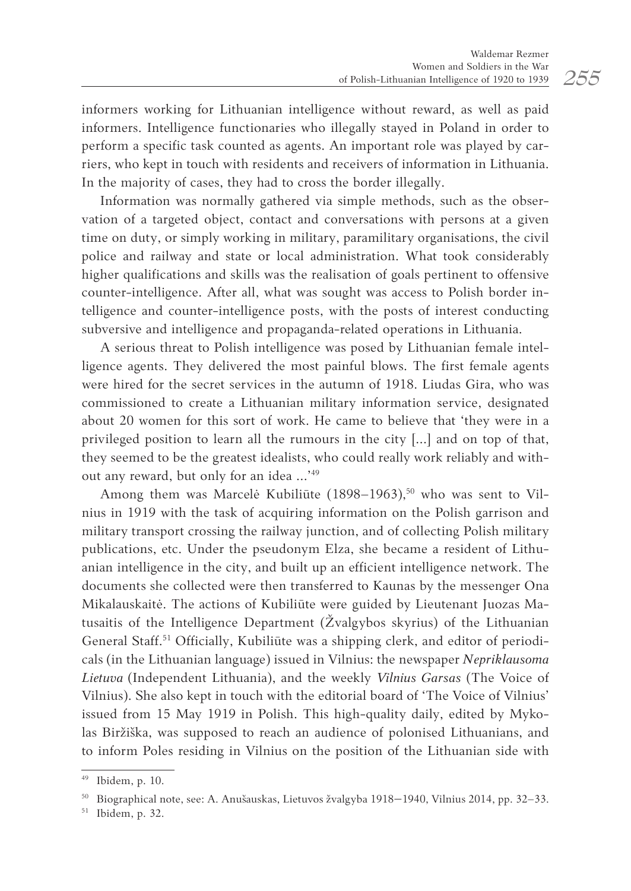informers working for Lithuanian intelligence without reward, as well as paid informers. Intelligence functionaries who illegally stayed in Poland in order to perform a specific task counted as agents. An important role was played by carriers, who kept in touch with residents and receivers of information in Lithuania. In the majority of cases, they had to cross the border illegally.

Information was normally gathered via simple methods, such as the observation of a targeted object, contact and conversations with persons at a given time on duty, or simply working in military, paramilitary organisations, the civil police and railway and state or local administration. What took considerably higher qualifications and skills was the realisation of goals pertinent to offensive counter-intelligence. After all, what was sought was access to Polish border intelligence and counter-intelligence posts, with the posts of interest conducting subversive and intelligence and propaganda-related operations in Lithuania.

A serious threat to Polish intelligence was posed by Lithuanian female intelligence agents. They delivered the most painful blows. The first female agents were hired for the secret services in the autumn of 1918. Liudas Gira, who was commissioned to create a Lithuanian military information service, designated about 20 women for this sort of work. He came to believe that 'they were in a privileged position to learn all the rumours in the city [...] and on top of that, they seemed to be the greatest idealists, who could really work reliably and without any reward, but only for an idea ...'[49]

Among them was Marcelė Kubiliūte (1898–1963),[50] who was sent to Vilnius in 1919 with the task of acquiring information on the Polish garrison and military transport crossing the railway junction, and of collecting Polish military publications, etc. Under the pseudonym Elza, she became a resident of Lithuanian intelligence in the city, and built up an efficient intelligence network. The documents she collected were then transferred to Kaunas by the messenger Ona Mikalauskaitė. The actions of Kubiliūte were guided by Lieutenant Juozas Matusaitis of the Intelligence Department (Žvalgybos skyrius) of the Lithuanian General Staff.[51] Officially, Kubiliūte was a shipping clerk, and editor of periodicals (in the Lithuanian language) issued in Vilnius: the newspaper *Nepriklausoma Lietuva* (Independent Lithuania), and the weekly *Vilnius Garsas* (The Voice of Vilnius). She also kept in touch with the editorial board of 'The Voice of Vilnius' issued from 15 May 1919 in Polish. This high-quality daily, edited by Mykolas Biržiška, was supposed to reach an audience of polonised Lithuanians, and to inform Poles residing in Vilnius on the position of the Lithuanian side with

---

[49] Ibidem, p. 10.

[50] Biographical note, see: A. Anušauskas, Lietuvos žvalgyba 1918–1940, Vilnius 2014, pp. 32–33.

[51] Ibidem, p. 32.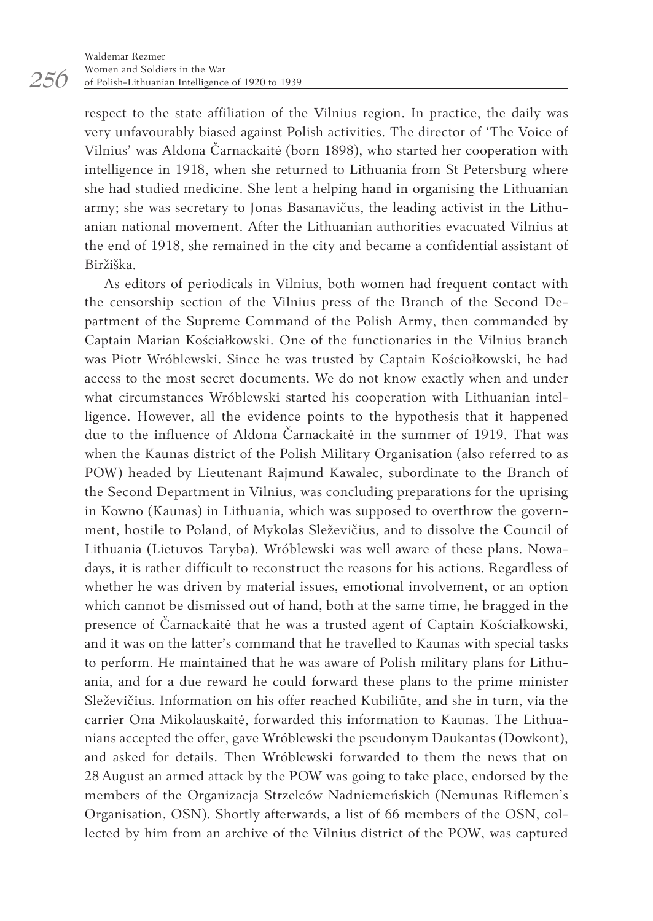respect to the state affiliation of the Vilnius region. In practice, the daily was very unfavourably biased against Polish activities. The director of 'The Voice of Vilnius' was Aldona Čarnackaitė (born 1898), who started her cooperation with intelligence in 1918, when she returned to Lithuania from St Petersburg where she had studied medicine. She lent a helping hand in organising the Lithuanian army; she was secretary to Jonas Basanavičus, the leading activist in the Lithuanian national movement. After the Lithuanian authorities evacuated Vilnius at the end of 1918, she remained in the city and became a confidential assistant of Biržiška.

As editors of periodicals in Vilnius, both women had frequent contact with the censorship section of the Vilnius press of the Branch of the Second Department of the Supreme Command of the Polish Army, then commanded by Captain Marian Kościałkowski. One of the functionaries in the Vilnius branch was Piotr Wróblewski. Since he was trusted by Captain Kościołkowski, he had access to the most secret documents. We do not know exactly when and under what circumstances Wróblewski started his cooperation with Lithuanian intelligence. However, all the evidence points to the hypothesis that it happened due to the influence of Aldona Čarnackaitė in the summer of 1919. That was when the Kaunas district of the Polish Military Organisation (also referred to as POW) headed by Lieutenant Rajmund Kawalec, subordinate to the Branch of the Second Department in Vilnius, was concluding preparations for the uprising in Kowno (Kaunas) in Lithuania, which was supposed to overthrow the government, hostile to Poland, of Mykolas Sleževičius, and to dissolve the Council of Lithuania (Lietuvos Taryba). Wróblewski was well aware of these plans. Nowadays, it is rather difficult to reconstruct the reasons for his actions. Regardless of whether he was driven by material issues, emotional involvement, or an option which cannot be dismissed out of hand, both at the same time, he bragged in the presence of Čarnackaitė that he was a trusted agent of Captain Kościałkowski, and it was on the latter's command that he travelled to Kaunas with special tasks to perform. He maintained that he was aware of Polish military plans for Lithuania, and for a due reward he could forward these plans to the prime minister Sleževičius. Information on his offer reached Kubiliūte, and she in turn, via the carrier Ona Mikolauskaitė, forwarded this information to Kaunas. The Lithuanians accepted the offer, gave Wróblewski the pseudonym Daukantas (Dowkont), and asked for details. Then Wróblewski forwarded to them the news that on 28 August an armed attack by the POW was going to take place, endorsed by the members of the Organizacja Strzelców Nadniemeńskich (Nemunas Riflemen's Organisation, OSN). Shortly afterwards, a list of 66 members of the OSN, collected by him from an archive of the Vilnius district of the POW, was captured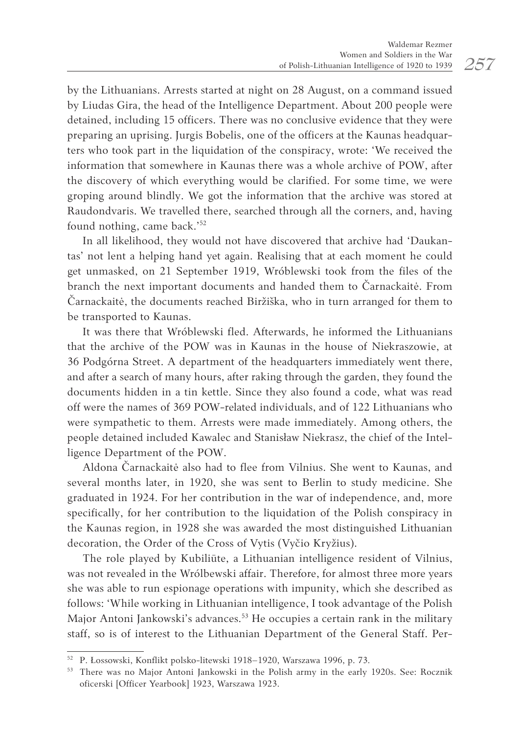by the Lithuanians. Arrests started at night on 28 August, on a command issued by Liudas Gira, the head of the Intelligence Department. About 200 people were detained, including 15 officers. There was no conclusive evidence that they were preparing an uprising. Jurgis Bobelis, one of the officers at the Kaunas headquarters who took part in the liquidation of the conspiracy, wrote: 'We received the information that somewhere in Kaunas there was a whole archive of POW, after the discovery of which everything would be clarified. For some time, we were groping around blindly. We got the information that the archive was stored at Raudondvaris. We travelled there, searched through all the corners, and, having found nothing, came back.'[52]

In all likelihood, they would not have discovered that archive had 'Daukantas' not lent a helping hand yet again. Realising that at each moment he could get unmasked, on 21 September 1919, Wróblewski took from the files of the branch the next important documents and handed them to Čarnackaitė. From Čarnackaitė, the documents reached Biržiška, who in turn arranged for them to be transported to Kaunas.

It was there that Wróblewski fled. Afterwards, he informed the Lithuanians that the archive of the POW was in Kaunas in the house of Niekraszowie, at 36 Podgórna Street. A department of the headquarters immediately went there, and after a search of many hours, after raking through the garden, they found the documents hidden in a tin kettle. Since they also found a code, what was read off were the names of 369 POW-related individuals, and of 122 Lithuanians who were sympathetic to them. Arrests were made immediately. Among others, the people detained included Kawalec and Stanisław Niekrasz, the chief of the Intelligence Department of the POW.

Aldona Čarnackaitė also had to flee from Vilnius. She went to Kaunas, and several months later, in 1920, she was sent to Berlin to study medicine. She graduated in 1924. For her contribution in the war of independence, and, more specifically, for her contribution to the liquidation of the Polish conspiracy in the Kaunas region, in 1928 she was awarded the most distinguished Lithuanian decoration, the Order of the Cross of Vytis (Vyčio Kryžius).

The role played by Kubiliūte, a Lithuanian intelligence resident of Vilnius, was not revealed in the Wrólbewski affair. Therefore, for almost three more years she was able to run espionage operations with impunity, which she described as follows: 'While working in Lithuanian intelligence, I took advantage of the Polish Major Antoni Jankowski's advances.[53] He occupies a certain rank in the military staff, so is of interest to the Lithuanian Department of the General Staff. Per-

---

[52] P. Łossowski, Konflikt polsko-litewski 1918–1920, Warszawa 1996, p. 73.

[53] There was no Major Antoni Jankowski in the Polish army in the early 1920s. See: Rocznik oficerski [Officer Yearbook] 1923, Warszawa 1923.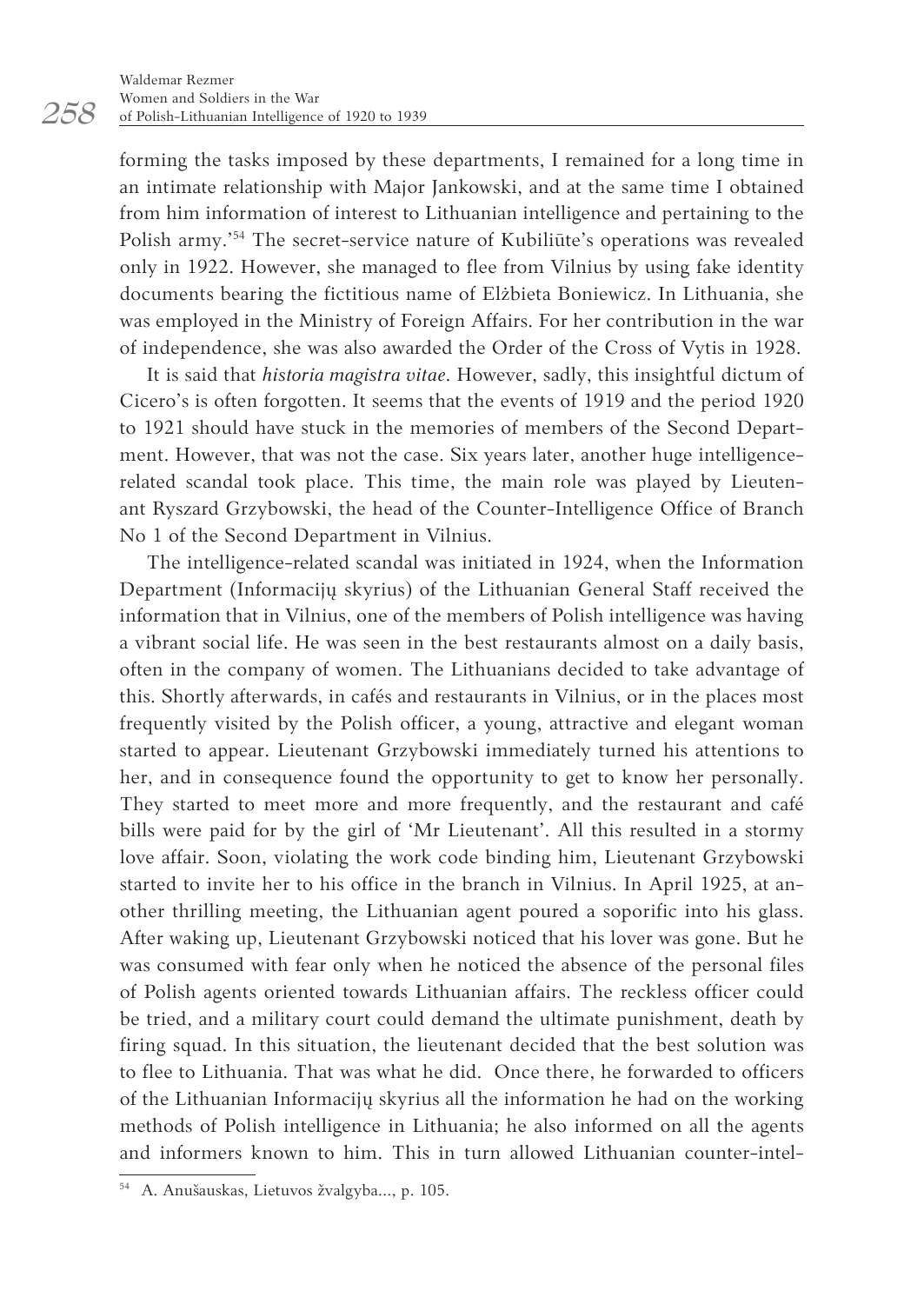forming the tasks imposed by these departments, I remained for a long time in an intimate relationship with Major Jankowski, and at the same time I obtained from him information of interest to Lithuanian intelligence and pertaining to the Polish army.'[54] The secret-service nature of Kubiliūte's operations was revealed only in 1922. However, she managed to flee from Vilnius by using fake identity documents bearing the fictitious name of Elżbieta Boniewicz. In Lithuania, she was employed in the Ministry of Foreign Affairs. For her contribution in the war of independence, she was also awarded the Order of the Cross of Vytis in 1928.

It is said that *historia magistra vitae*. However, sadly, this insightful dictum of Cicero's is often forgotten. It seems that the events of 1919 and the period 1920 to 1921 should have stuck in the memories of members of the Second Department. However, that was not the case. Six years later, another huge intelligence-related scandal took place. This time, the main role was played by Lieutenant Ryszard Grzybowski, the head of the Counter-Intelligence Office of Branch No 1 of the Second Department in Vilnius.

The intelligence-related scandal was initiated in 1924, when the Information Department (Informacijų skyrius) of the Lithuanian General Staff received the information that in Vilnius, one of the members of Polish intelligence was having a vibrant social life. He was seen in the best restaurants almost on a daily basis, often in the company of women. The Lithuanians decided to take advantage of this. Shortly afterwards, in cafés and restaurants in Vilnius, or in the places most frequently visited by the Polish officer, a young, attractive and elegant woman started to appear. Lieutenant Grzybowski immediately turned his attentions to her, and in consequence found the opportunity to get to know her personally. They started to meet more and more frequently, and the restaurant and café bills were paid for by the girl of 'Mr Lieutenant'. All this resulted in a stormy love affair. Soon, violating the work code binding him, Lieutenant Grzybowski started to invite her to his office in the branch in Vilnius. In April 1925, at another thrilling meeting, the Lithuanian agent poured a soporific into his glass. After waking up, Lieutenant Grzybowski noticed that his lover was gone. But he was consumed with fear only when he noticed the absence of the personal files of Polish agents oriented towards Lithuanian affairs. The reckless officer could be tried, and a military court could demand the ultimate punishment, death by firing squad. In this situation, the lieutenant decided that the best solution was to flee to Lithuania. That was what he did. Once there, he forwarded to officers of the Lithuanian Informacijų skyrius all the information he had on the working methods of Polish intelligence in Lithuania; he also informed on all the agents and informers known to him. This in turn allowed Lithuanian counter-intel-

[54] A. Anušauskas, Lietuvos žvalgyba..., p. 105.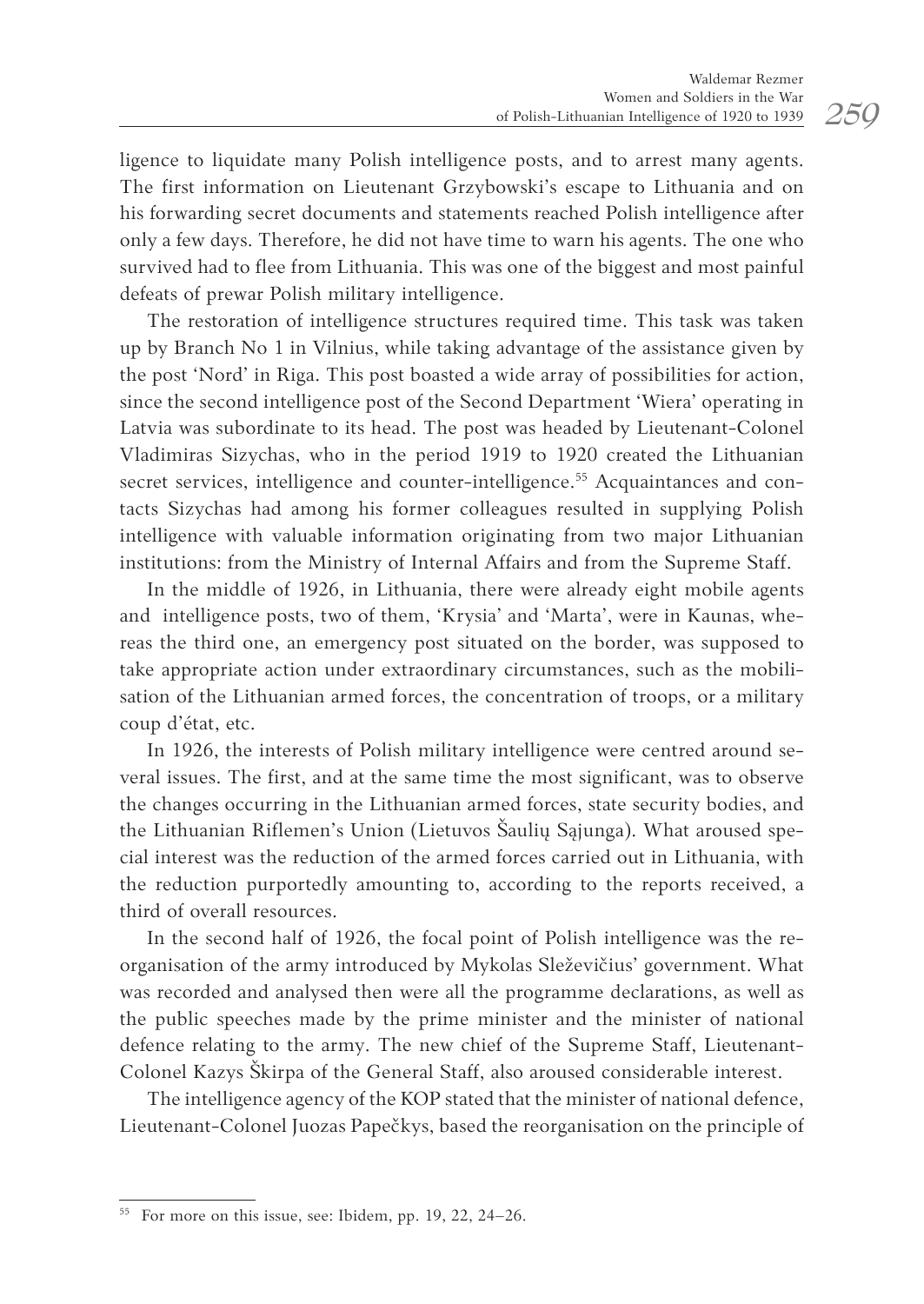ligence to liquidate many Polish intelligence posts, and to arrest many agents. The first information on Lieutenant Grzybowski's escape to Lithuania and on his forwarding secret documents and statements reached Polish intelligence after only a few days. Therefore, he did not have time to warn his agents. The one who survived had to flee from Lithuania. This was one of the biggest and most painful defeats of prewar Polish military intelligence.

The restoration of intelligence structures required time. This task was taken up by Branch No 1 in Vilnius, while taking advantage of the assistance given by the post 'Nord' in Riga. This post boasted a wide array of possibilities for action, since the second intelligence post of the Second Department 'Wiera' operating in Latvia was subordinate to its head. The post was headed by Lieutenant-Colonel Vladimiras Sizychas, who in the period 1919 to 1920 created the Lithuanian secret services, intelligence and counter-intelligence.[55] Acquaintances and contacts Sizychas had among his former colleagues resulted in supplying Polish intelligence with valuable information originating from two major Lithuanian institutions: from the Ministry of Internal Affairs and from the Supreme Staff.

In the middle of 1926, in Lithuania, there were already eight mobile agents and intelligence posts, two of them, 'Krysia' and 'Marta', were in Kaunas, whereas the third one, an emergency post situated on the border, was supposed to take appropriate action under extraordinary circumstances, such as the mobilisation of the Lithuanian armed forces, the concentration of troops, or a military coup d'état, etc.

In 1926, the interests of Polish military intelligence were centred around several issues. The first, and at the same time the most significant, was to observe the changes occurring in the Lithuanian armed forces, state security bodies, and the Lithuanian Riflemen's Union (Lietuvos Šaulių Sąjunga). What aroused special interest was the reduction of the armed forces carried out in Lithuania, with the reduction purportedly amounting to, according to the reports received, a third of overall resources.

In the second half of 1926, the focal point of Polish intelligence was the reorganisation of the army introduced by Mykolas Sleževičius' government. What was recorded and analysed then were all the programme declarations, as well as the public speeches made by the prime minister and the minister of national defence relating to the army. The new chief of the Supreme Staff, Lieutenant-Colonel Kazys Škirpa of the General Staff, also aroused considerable interest.

The intelligence agency of the KOP stated that the minister of national defence, Lieutenant-Colonel Juozas Papečkys, based the reorganisation on the principle of

---

[55] For more on this issue, see: Ibidem, pp. 19, 22, 24–26.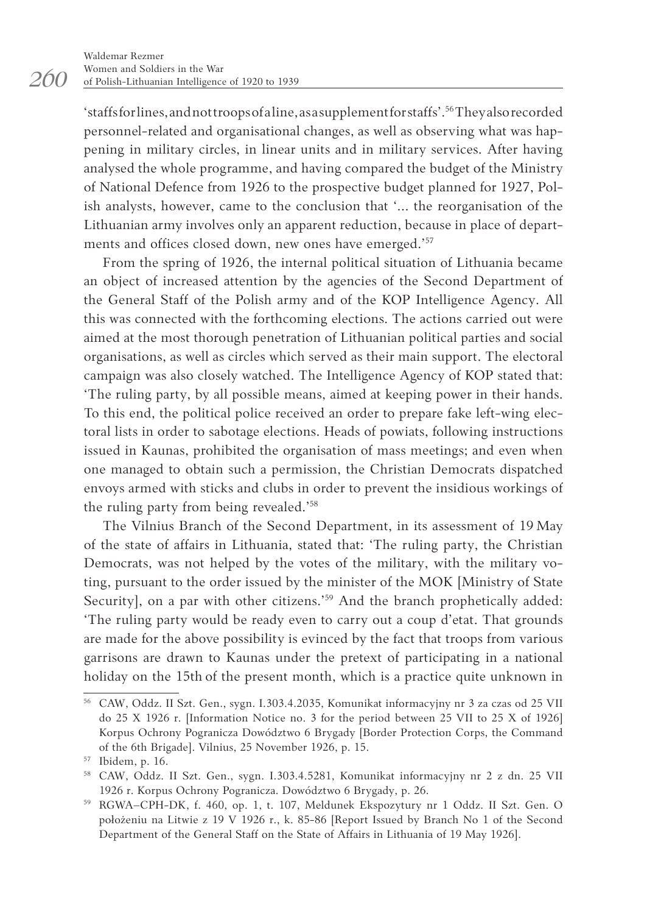'staffs for lines, and not troops of a line, as a supplement for staffs'.[56] They also recorded personnel-related and organisational changes, as well as observing what was happening in military circles, in linear units and in military services. After having analysed the whole programme, and having compared the budget of the Ministry of National Defence from 1926 to the prospective budget planned for 1927, Polish analysts, however, came to the conclusion that '... the reorganisation of the Lithuanian army involves only an apparent reduction, because in place of departments and offices closed down, new ones have emerged.'[57]

From the spring of 1926, the internal political situation of Lithuania became an object of increased attention by the agencies of the Second Department of the General Staff of the Polish army and of the KOP Intelligence Agency. All this was connected with the forthcoming elections. The actions carried out were aimed at the most thorough penetration of Lithuanian political parties and social organisations, as well as circles which served as their main support. The electoral campaign was also closely watched. The Intelligence Agency of KOP stated that: 'The ruling party, by all possible means, aimed at keeping power in their hands. To this end, the political police received an order to prepare fake left-wing electoral lists in order to sabotage elections. Heads of powiats, following instructions issued in Kaunas, prohibited the organisation of mass meetings; and even when one managed to obtain such a permission, the Christian Democrats dispatched envoys armed with sticks and clubs in order to prevent the insidious workings of the ruling party from being revealed.'[58]

The Vilnius Branch of the Second Department, in its assessment of 19 May of the state of affairs in Lithuania, stated that: 'The ruling party, the Christian Democrats, was not helped by the votes of the military, with the military voting, pursuant to the order issued by the minister of the MOK [Ministry of State Security], on a par with other citizens.'[59] And the branch prophetically added: 'The ruling party would be ready even to carry out a coup d'etat. That grounds are made for the above possibility is evinced by the fact that troops from various garrisons are drawn to Kaunas under the pretext of participating in a national holiday on the 15th of the present month, which is a practice quite unknown in

---

[56] CAW, Oddz. II Szt. Gen., sygn. I.303.4.2035, Komunikat informacyjny nr 3 za czas od 25 VII do 25 X 1926 r. [Information Notice no. 3 for the period between 25 VII to 25 X of 1926] Korpus Ochrony Pogranicza Dowództwo 6 Brygady [Border Protection Corps, the Command of the 6th Brigade]. Vilnius, 25 November 1926, p. 15.

[57] Ibidem, p. 16.

[58] CAW, Oddz. II Szt. Gen., sygn. I.303.4.5281, Komunikat informacyjny nr 2 z dn. 25 VII 1926 r. Korpus Ochrony Pogranicza. Dowództwo 6 Brygady, p. 26.

[59] RGWA–CPH-DK, f. 460, op. 1, t. 107, Meldunek Ekspozytury nr 1 Oddz. II Szt. Gen. O położeniu na Litwie z 19 V 1926 r., k. 85-86 [Report Issued by Branch No 1 of the Second Department of the General Staff on the State of Affairs in Lithuania of 19 May 1926].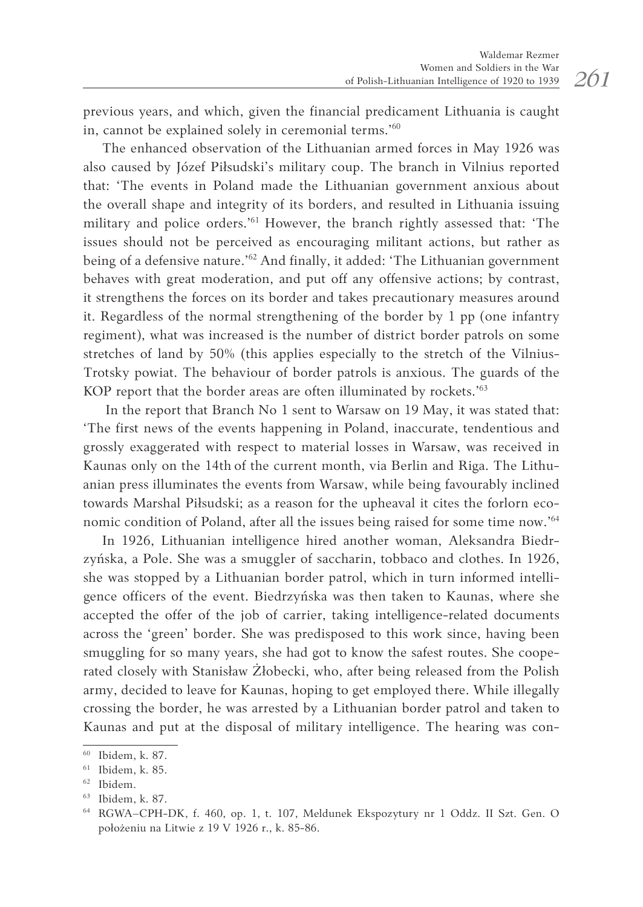previous years, and which, given the financial predicament Lithuania is caught in, cannot be explained solely in ceremonial terms.'[60]

The enhanced observation of the Lithuanian armed forces in May 1926 was also caused by Józef Piłsudski's military coup. The branch in Vilnius reported that: 'The events in Poland made the Lithuanian government anxious about the overall shape and integrity of its borders, and resulted in Lithuania issuing military and police orders.'[61] However, the branch rightly assessed that: 'The issues should not be perceived as encouraging militant actions, but rather as being of a defensive nature.'[62] And finally, it added: 'The Lithuanian government behaves with great moderation, and put off any offensive actions; by contrast, it strengthens the forces on its border and takes precautionary measures around it. Regardless of the normal strengthening of the border by 1 pp (one infantry regiment), what was increased is the number of district border patrols on some stretches of land by 50% (this applies especially to the stretch of the Vilnius-Trotsky powiat. The behaviour of border patrols is anxious. The guards of the KOP report that the border areas are often illuminated by rockets.'[63]

In the report that Branch No 1 sent to Warsaw on 19 May, it was stated that: 'The first news of the events happening in Poland, inaccurate, tendentious and grossly exaggerated with respect to material losses in Warsaw, was received in Kaunas only on the 14th of the current month, via Berlin and Riga. The Lithuanian press illuminates the events from Warsaw, while being favourably inclined towards Marshal Piłsudski; as a reason for the upheaval it cites the forlorn economic condition of Poland, after all the issues being raised for some time now.'[64]

In 1926, Lithuanian intelligence hired another woman, Aleksandra Biedrzyńska, a Pole. She was a smuggler of saccharin, tobbaco and clothes. In 1926, she was stopped by a Lithuanian border patrol, which in turn informed intelligence officers of the event. Biedrzyńska was then taken to Kaunas, where she accepted the offer of the job of carrier, taking intelligence-related documents across the 'green' border. She was predisposed to this work since, having been smuggling for so many years, she had got to know the safest routes. She cooperated closely with Stanisław Żłobecki, who, after being released from the Polish army, decided to leave for Kaunas, hoping to get employed there. While illegally crossing the border, he was arrested by a Lithuanian border patrol and taken to Kaunas and put at the disposal of military intelligence. The hearing was con-

---

[60] Ibidem, k. 87.

[61] Ibidem, k. 85.

[62] Ibidem.

[63] Ibidem, k. 87.

[64] RGWA–CPH-DK, f. 460, op. 1, t. 107, Meldunek Ekspozytury nr 1 Oddz. II Szt. Gen. O położeniu na Litwie z 19 V 1926 r., k. 85-86.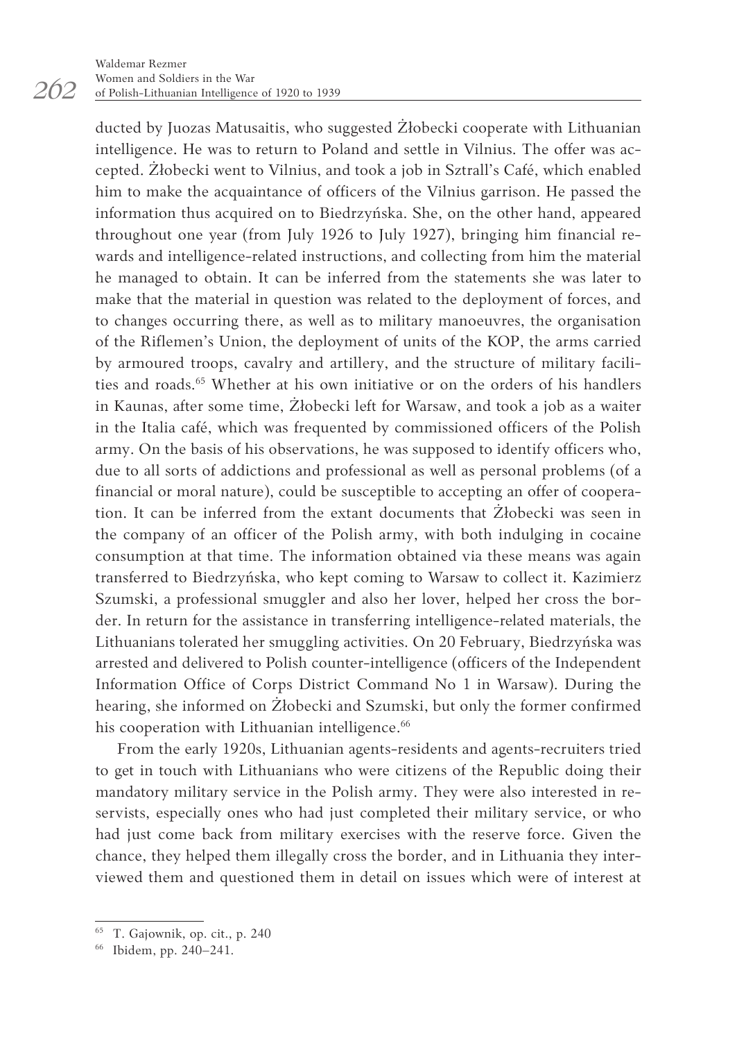ducted by Juozas Matusaitis, who suggested Żłobecki cooperate with Lithuanian intelligence. He was to return to Poland and settle in Vilnius. The offer was accepted. Żłobecki went to Vilnius, and took a job in Sztrall's Café, which enabled him to make the acquaintance of officers of the Vilnius garrison. He passed the information thus acquired on to Biedrzyńska. She, on the other hand, appeared throughout one year (from July 1926 to July 1927), bringing him financial rewards and intelligence-related instructions, and collecting from him the material he managed to obtain. It can be inferred from the statements she was later to make that the material in question was related to the deployment of forces, and to changes occurring there, as well as to military manoeuvres, the organisation of the Riflemen's Union, the deployment of units of the KOP, the arms carried by armoured troops, cavalry and artillery, and the structure of military facilities and roads.[65] Whether at his own initiative or on the orders of his handlers in Kaunas, after some time, Żłobecki left for Warsaw, and took a job as a waiter in the Italia café, which was frequented by commissioned officers of the Polish army. On the basis of his observations, he was supposed to identify officers who, due to all sorts of addictions and professional as well as personal problems (of a financial or moral nature), could be susceptible to accepting an offer of cooperation. It can be inferred from the extant documents that Żłobecki was seen in the company of an officer of the Polish army, with both indulging in cocaine consumption at that time. The information obtained via these means was again transferred to Biedrzyńska, who kept coming to Warsaw to collect it. Kazimierz Szumski, a professional smuggler and also her lover, helped her cross the border. In return for the assistance in transferring intelligence-related materials, the Lithuanians tolerated her smuggling activities. On 20 February, Biedrzyńska was arrested and delivered to Polish counter-intelligence (officers of the Independent Information Office of Corps District Command No 1 in Warsaw). During the hearing, she informed on Żłobecki and Szumski, but only the former confirmed his cooperation with Lithuanian intelligence.[66]

From the early 1920s, Lithuanian agents-residents and agents-recruiters tried to get in touch with Lithuanians who were citizens of the Republic doing their mandatory military service in the Polish army. They were also interested in reservists, especially ones who had just completed their military service, or who had just come back from military exercises with the reserve force. Given the chance, they helped them illegally cross the border, and in Lithuania they interviewed them and questioned them in detail on issues which were of interest at

---

[65] T. Gajownik, op. cit., p. 240

[66] Ibidem, pp. 240–241.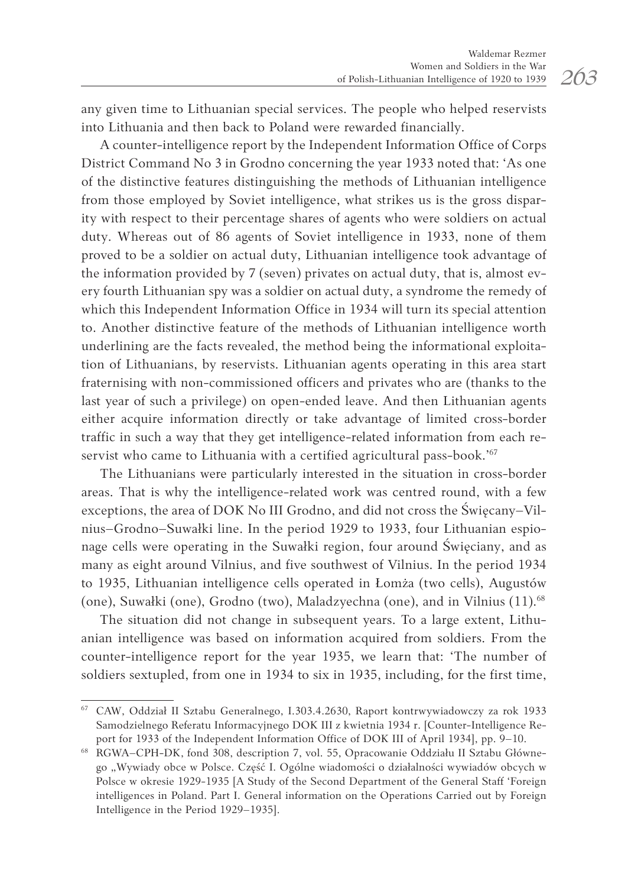any given time to Lithuanian special services. The people who helped reservists into Lithuania and then back to Poland were rewarded financially.

A counter-intelligence report by the Independent Information Office of Corps District Command No 3 in Grodno concerning the year 1933 noted that: 'As one of the distinctive features distinguishing the methods of Lithuanian intelligence from those employed by Soviet intelligence, what strikes us is the gross disparity with respect to their percentage shares of agents who were soldiers on actual duty. Whereas out of 86 agents of Soviet intelligence in 1933, none of them proved to be a soldier on actual duty, Lithuanian intelligence took advantage of the information provided by 7 (seven) privates on actual duty, that is, almost every fourth Lithuanian spy was a soldier on actual duty, a syndrome the remedy of which this Independent Information Office in 1934 will turn its special attention to. Another distinctive feature of the methods of Lithuanian intelligence worth underlining are the facts revealed, the method being the informational exploitation of Lithuanians, by reservists. Lithuanian agents operating in this area start fraternising with non-commissioned officers and privates who are (thanks to the last year of such a privilege) on open-ended leave. And then Lithuanian agents either acquire information directly or take advantage of limited cross-border traffic in such a way that they get intelligence-related information from each reservist who came to Lithuania with a certified agricultural pass-book.'[67]

The Lithuanians were particularly interested in the situation in cross-border areas. That is why the intelligence-related work was centred round, with a few exceptions, the area of DOK No III Grodno, and did not cross the Święcany–Vilnius–Grodno–Suwałki line. In the period 1929 to 1933, four Lithuanian espionage cells were operating in the Suwałki region, four around Święciany, and as many as eight around Vilnius, and five southwest of Vilnius. In the period 1934 to 1935, Lithuanian intelligence cells operated in Łomża (two cells), Augustów (one), Suwałki (one), Grodno (two), Maladzyechna (one), and in Vilnius (11).[68]

The situation did not change in subsequent years. To a large extent, Lithuanian intelligence was based on information acquired from soldiers. From the counter-intelligence report for the year 1935, we learn that: 'The number of soldiers sextupled, from one in 1934 to six in 1935, including, for the first time,

---

[67] CAW, Oddział II Sztabu Generalnego, I.303.4.2630, Raport kontrwywiadowczy za rok 1933 Samodzielnego Referatu Informacyjnego DOK III z kwietnia 1934 r. [Counter-Intelligence Report for 1933 of the Independent Information Office of DOK III of April 1934], pp. 9–10.

[68] RGWA–CPH-DK, fond 308, description 7, vol. 55, Opracowanie Oddziału II Sztabu Głównego „Wywiady obce w Polsce. Część I. Ogólne wiadomości o działalności wywiadów obcych w Polsce w okresie 1929-1935 [A Study of the Second Department of the General Staff 'Foreign intelligences in Poland. Part I. General information on the Operations Carried out by Foreign Intelligence in the Period 1929–1935].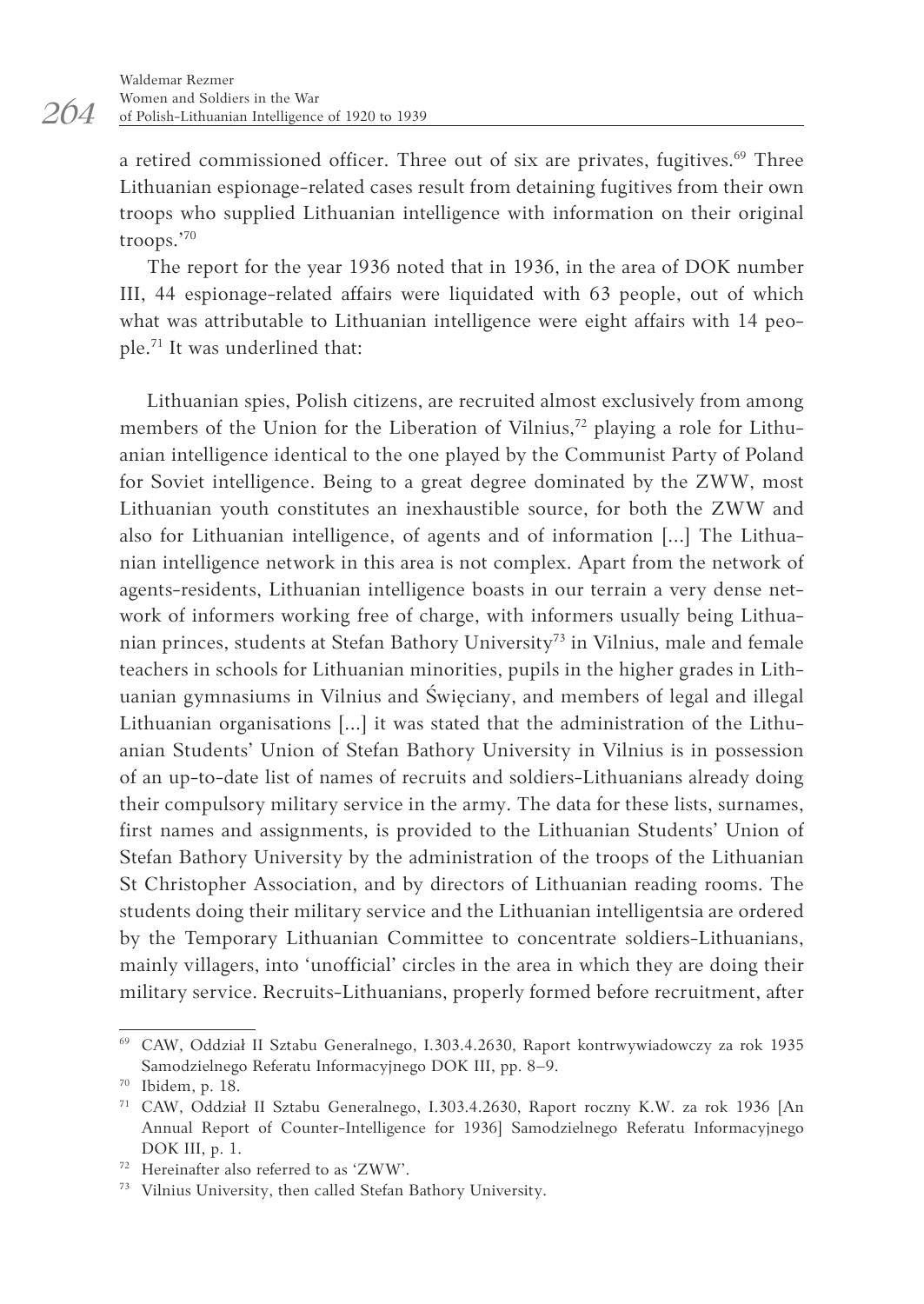a retired commissioned officer. Three out of six are privates, fugitives.[69] Three Lithuanian espionage-related cases result from detaining fugitives from their own troops who supplied Lithuanian intelligence with information on their original troops.'[70]

The report for the year 1936 noted that in 1936, in the area of DOK number III, 44 espionage-related affairs were liquidated with 63 people, out of which what was attributable to Lithuanian intelligence were eight affairs with 14 people.[71] It was underlined that:

> Lithuanian spies, Polish citizens, are recruited almost exclusively from among members of the Union for the Liberation of Vilnius,[72] playing a role for Lithuanian intelligence identical to the one played by the Communist Party of Poland for Soviet intelligence. Being to a great degree dominated by the ZWW, most Lithuanian youth constitutes an inexhaustible source, for both the ZWW and also for Lithuanian intelligence, of agents and of information [...] The Lithuanian intelligence network in this area is not complex. Apart from the network of agents-residents, Lithuanian intelligence boasts in our terrain a very dense network of informers working free of charge, with informers usually being Lithuanian princes, students at Stefan Bathory University[73] in Vilnius, male and female teachers in schools for Lithuanian minorities, pupils in the higher grades in Lithuanian gymnasiums in Vilnius and Święciany, and members of legal and illegal Lithuanian organisations [...] it was stated that the administration of the Lithuanian Students' Union of Stefan Bathory University in Vilnius is in possession of an up-to-date list of names of recruits and soldiers-Lithuanians already doing their compulsory military service in the army. The data for these lists, surnames, first names and assignments, is provided to the Lithuanian Students' Union of Stefan Bathory University by the administration of the troops of the Lithuanian St Christopher Association, and by directors of Lithuanian reading rooms. The students doing their military service and the Lithuanian intelligentsia are ordered by the Temporary Lithuanian Committee to concentrate soldiers-Lithuanians, mainly villagers, into 'unofficial' circles in the area in which they are doing their military service. Recruits-Lithuanians, properly formed before recruitment, after

---

[69] CAW, Oddział II Sztabu Generalnego, I.303.4.2630, Raport kontrwywiadowczy za rok 1935 Samodzielnego Referatu Informacyjnego DOK III, pp. 8–9.

[70] Ibidem, p. 18.

[71] CAW, Oddział II Sztabu Generalnego, I.303.4.2630, Raport roczny K.W. za rok 1936 [An Annual Report of Counter-Intelligence for 1936] Samodzielnego Referatu Informacyjnego DOK III, p. 1.

[72] Hereinafter also referred to as 'ZWW'.

[73] Vilnius University, then called Stefan Bathory University.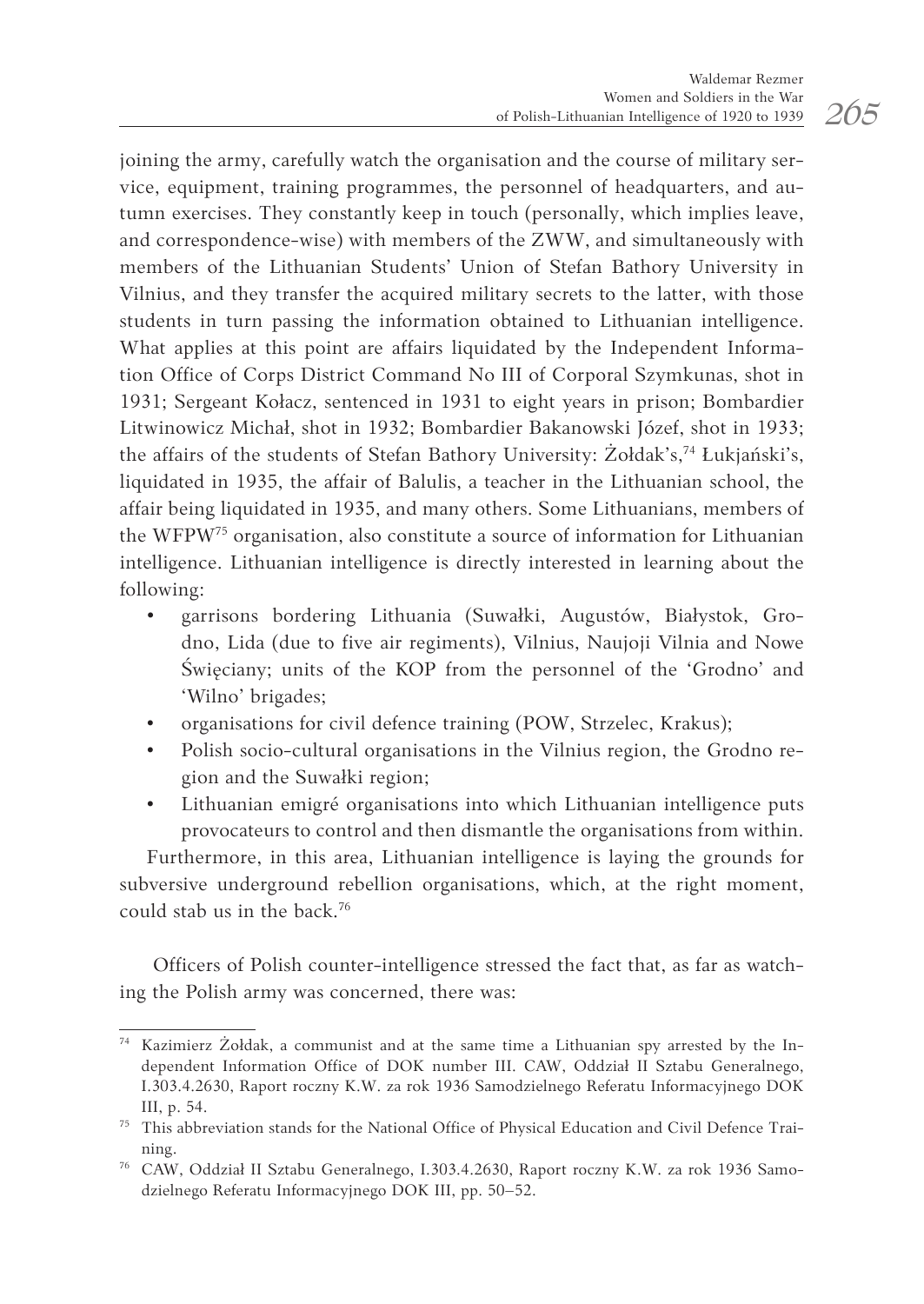joining the army, carefully watch the organisation and the course of military service, equipment, training programmes, the personnel of headquarters, and autumn exercises. They constantly keep in touch (personally, which implies leave, and correspondence-wise) with members of the ZWW, and simultaneously with members of the Lithuanian Students' Union of Stefan Bathory University in Vilnius, and they transfer the acquired military secrets to the latter, with those students in turn passing the information obtained to Lithuanian intelligence. What applies at this point are affairs liquidated by the Independent Information Office of Corps District Command No III of Corporal Szymkunas, shot in 1931; Sergeant Kołacz, sentenced in 1931 to eight years in prison; Bombardier Litwinowicz Michał, shot in 1932; Bombardier Bakanowski Józef, shot in 1933; the affairs of the students of Stefan Bathory University: Żołdak's,[74] Łukjański's, liquidated in 1935, the affair of Balulis, a teacher in the Lithuanian school, the affair being liquidated in 1935, and many others. Some Lithuanians, members of the WFPW[75] organisation, also constitute a source of information for Lithuanian intelligence. Lithuanian intelligence is directly interested in learning about the following:

- garrisons bordering Lithuania (Suwałki, Augustów, Białystok, Grodno, Lida (due to five air regiments), Vilnius, Naujoji Vilnia and Nowe Święciany; units of the KOP from the personnel of the 'Grodno' and 'Wilno' brigades;
- organisations for civil defence training (POW, Strzelec, Krakus);
- Polish socio-cultural organisations in the Vilnius region, the Grodno region and the Suwałki region;
- Lithuanian emigré organisations into which Lithuanian intelligence puts provocateurs to control and then dismantle the organisations from within.

Furthermore, in this area, Lithuanian intelligence is laying the grounds for subversive underground rebellion organisations, which, at the right moment, could stab us in the back.[76]

Officers of Polish counter-intelligence stressed the fact that, as far as watching the Polish army was concerned, there was:

---

[74] Kazimierz Żołdak, a communist and at the same time a Lithuanian spy arrested by the Independent Information Office of DOK number III. CAW, Oddział II Sztabu Generalnego, I.303.4.2630, Raport roczny K.W. za rok 1936 Samodzielnego Referatu Informacyjnego DOK III, p. 54.

[75] This abbreviation stands for the National Office of Physical Education and Civil Defence Training.

[76] CAW, Oddział II Sztabu Generalnego, I.303.4.2630, Raport roczny K.W. za rok 1936 Samodzielnego Referatu Informacyjnego DOK III, pp. 50–52.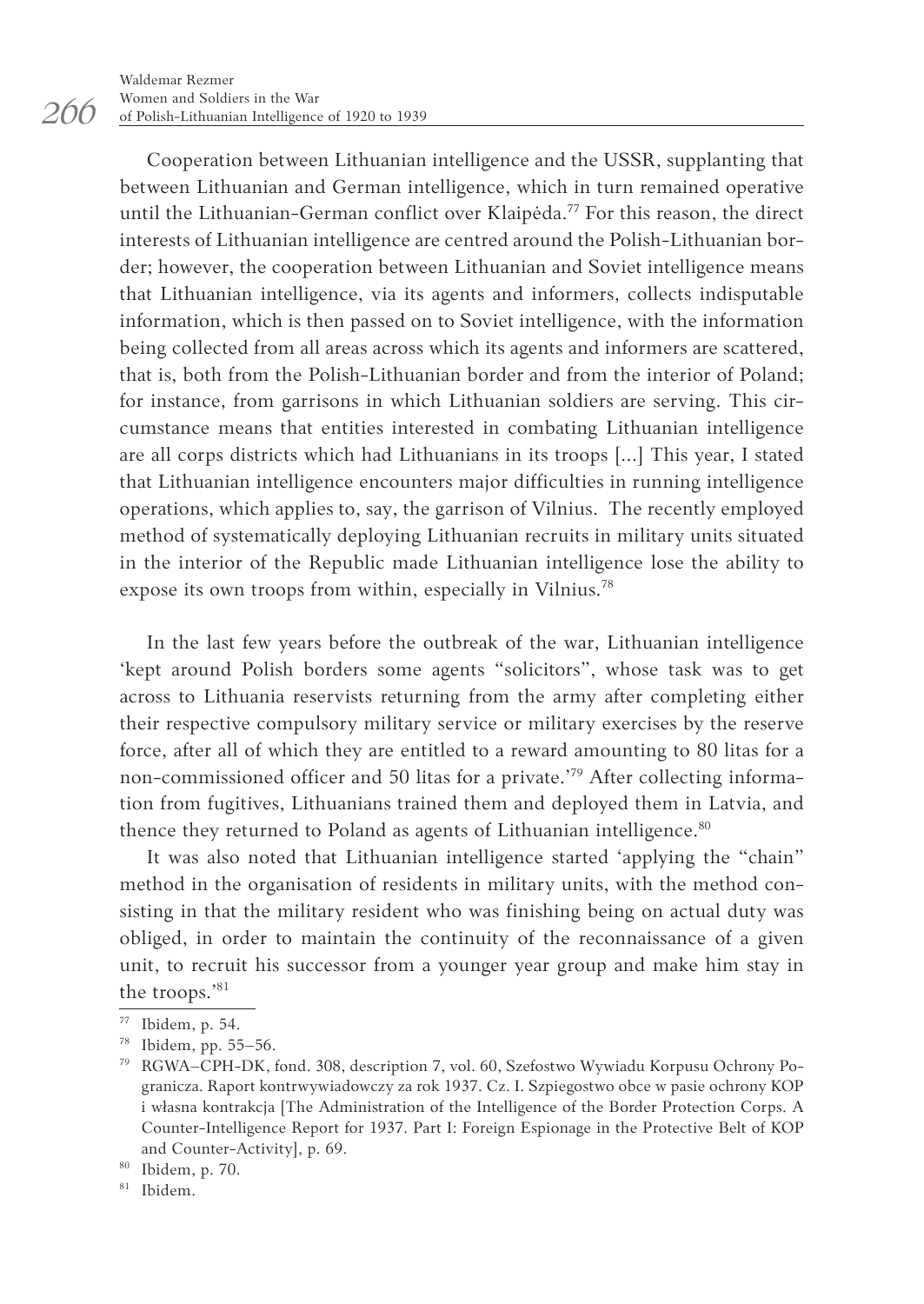Cooperation between Lithuanian intelligence and the USSR, supplanting that between Lithuanian and German intelligence, which in turn remained operative until the Lithuanian-German conflict over Klaipėda.[77] For this reason, the direct interests of Lithuanian intelligence are centred around the Polish-Lithuanian border; however, the cooperation between Lithuanian and Soviet intelligence means that Lithuanian intelligence, via its agents and informers, collects indisputable information, which is then passed on to Soviet intelligence, with the information being collected from all areas across which its agents and informers are scattered, that is, both from the Polish-Lithuanian border and from the interior of Poland; for instance, from garrisons in which Lithuanian soldiers are serving. This circumstance means that entities interested in combating Lithuanian intelligence are all corps districts which had Lithuanians in its troops [...] This year, I stated that Lithuanian intelligence encounters major difficulties in running intelligence operations, which applies to, say, the garrison of Vilnius. The recently employed method of systematically deploying Lithuanian recruits in military units situated in the interior of the Republic made Lithuanian intelligence lose the ability to expose its own troops from within, especially in Vilnius.[78]

In the last few years before the outbreak of the war, Lithuanian intelligence 'kept around Polish borders some agents "solicitors", whose task was to get across to Lithuania reservists returning from the army after completing either their respective compulsory military service or military exercises by the reserve force, after all of which they are entitled to a reward amounting to 80 litas for a non-commissioned officer and 50 litas for a private.'[79] After collecting information from fugitives, Lithuanians trained them and deployed them in Latvia, and thence they returned to Poland as agents of Lithuanian intelligence.[80]

It was also noted that Lithuanian intelligence started 'applying the "chain" method in the organisation of residents in military units, with the method consisting in that the military resident who was finishing being on actual duty was obliged, in order to maintain the continuity of the reconnaissance of a given unit, to recruit his successor from a younger year group and make him stay in the troops.'[81]

---

77 Ibidem, p. 54.

78 Ibidem, pp. 55–56.

79 RGWA–CPH-DK, fond. 308, description 7, vol. 60, Szefostwo Wywiadu Korpusu Ochrony Pogranicza. Raport kontrwywiadowczy za rok 1937. Cz. I. Szpiegostwo obce w pasie ochrony KOP i własna kontrakcja [The Administration of the Intelligence of the Border Protection Corps. A Counter-Intelligence Report for 1937. Part I: Foreign Espionage in the Protective Belt of KOP and Counter-Activity], p. 69.

80 Ibidem, p. 70.

81 Ibidem.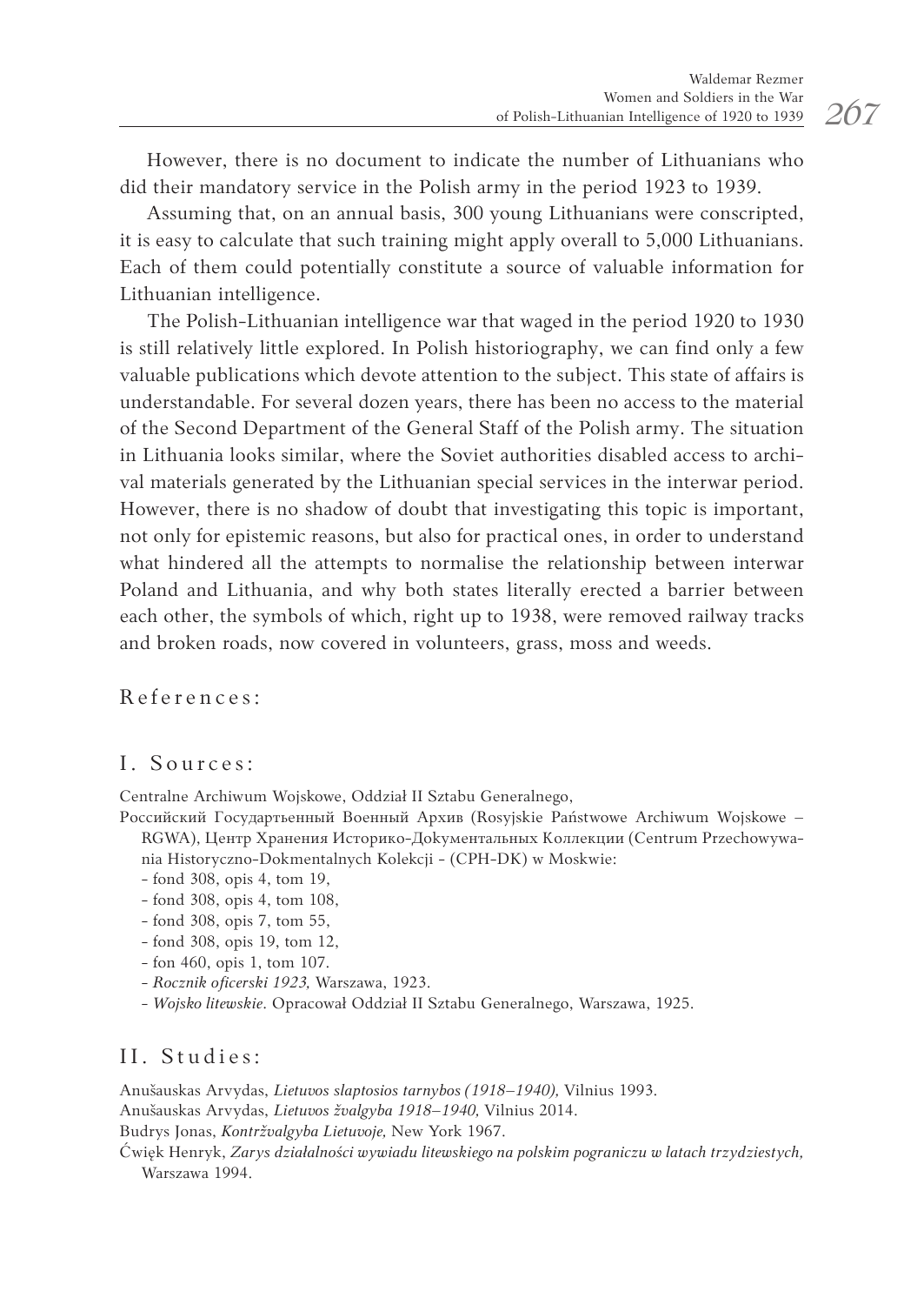However, there is no document to indicate the number of Lithuanians who did their mandatory service in the Polish army in the period 1923 to 1939.

Assuming that, on an annual basis, 300 young Lithuanians were conscripted, it is easy to calculate that such training might apply overall to 5,000 Lithuanians. Each of them could potentially constitute a source of valuable information for Lithuanian intelligence.

The Polish-Lithuanian intelligence war that waged in the period 1920 to 1930 is still relatively little explored. In Polish historiography, we can find only a few valuable publications which devote attention to the subject. This state of affairs is understandable. For several dozen years, there has been no access to the material of the Second Department of the General Staff of the Polish army. The situation in Lithuania looks similar, where the Soviet authorities disabled access to archival materials generated by the Lithuanian special services in the interwar period. However, there is no shadow of doubt that investigating this topic is important, not only for epistemic reasons, but also for practical ones, in order to understand what hindered all the attempts to normalise the relationship between interwar Poland and Lithuania, and why both states literally erected a barrier between each other, the symbols of which, right up to 1938, were removed railway tracks and broken roads, now covered in volunteers, grass, moss and weeds.

## References:

### I. Sources:

Centralne Archiwum Wojskowe, Oddział II Sztabu Generalnego,

Российский Государтьенный Военный Архив (Rosyjskie Państwowe Archiwum Wojskowe – RGWA), Центр Хранения Историко-Документальных Коллекции (Centrum Przechowywania Historyczno-Dokmentalnych Kolekcji - (CPH-DK) w Moskwie:

- fond 308, opis 4, tom 19,
- fond 308, opis 4, tom 108,
- fond 308, opis 7, tom 55,
- fond 308, opis 19, tom 12,
- fon 460, opis 1, tom 107.
- *Rocznik oficerski 1923,* Warszawa, 1923.
- *Wojsko litewskie*. Opracował Oddział II Sztabu Generalnego, Warszawa, 1925.

### II. Studies:

Anušauskas Arvydas, *Lietuvos slaptosios tarnybos (1918–1940),* Vilnius 1993.

Anušauskas Arvydas, *Lietuvos žvalgyba 1918–1940,* Vilnius 2014.

Budrys Jonas, *Kontržvalgyba Lietuvoje,* New York 1967.

Ćwięk Henryk, *Zarys działalności wywiadu litewskiego na polskim pograniczu w latach trzydziestych,* Warszawa 1994.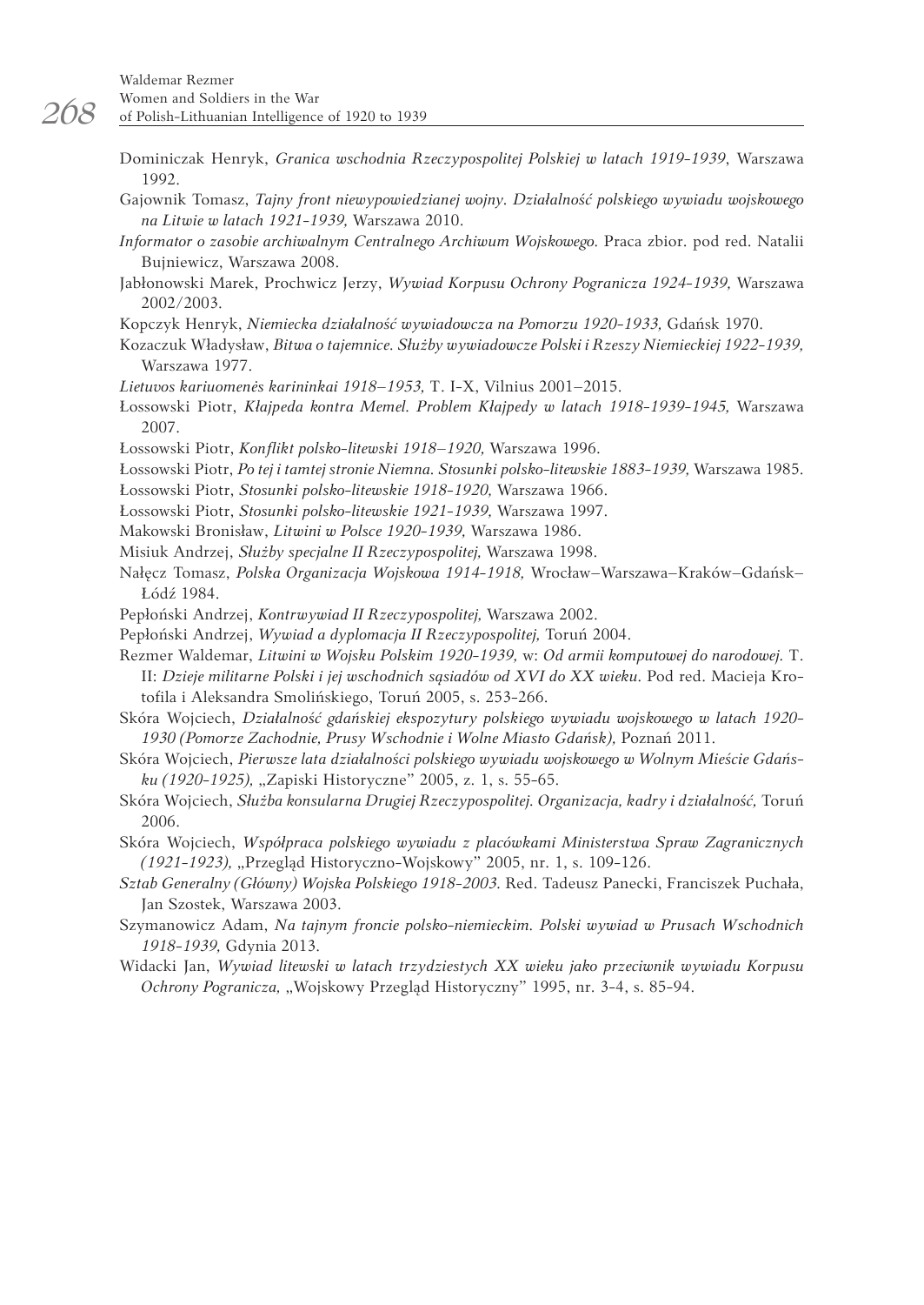Dominiczak Henryk, *Granica wschodnia Rzeczypospolitej Polskiej w latach 1919-1939*, Warszawa 1992.

Gajownik Tomasz, *Tajny front niewypowiedzianej wojny. Działalność polskiego wywiadu wojskowego na Litwie w latach 1921-1939,* Warszawa 2010.

*Informator o zasobie archiwalnym Centralnego Archiwum Wojskowego.* Praca zbior. pod red. Natalii Bujniewicz, Warszawa 2008.

Jabłonowski Marek, Prochwicz Jerzy, *Wywiad Korpusu Ochrony Pogranicza 1924-1939,* Warszawa 2002/2003.

Kopczyk Henryk, *Niemiecka działalność wywiadowcza na Pomorzu 1920-1933,* Gdańsk 1970.

Kozaczuk Władysław, *Bitwa o tajemnice. Służby wywiadowcze Polski i Rzeszy Niemieckiej 1922-1939,* Warszawa 1977.

*Lietuvos kariuomenės karininkai 1918–1953,* T. I-X, Vilnius 2001–2015.

Łossowski Piotr, *Kłajpeda kontra Memel. Problem Kłajpedy w latach 1918-1939-1945,* Warszawa 2007.

Łossowski Piotr, *Konflikt polsko-litewski 1918–1920,* Warszawa 1996.

Łossowski Piotr, *Po tej i tamtej stronie Niemna. Stosunki polsko-litewskie 1883-1939,* Warszawa 1985.

Łossowski Piotr, *Stosunki polsko-litewskie 1918-1920,* Warszawa 1966.

Łossowski Piotr, *Stosunki polsko-litewskie 1921-1939,* Warszawa 1997.

Makowski Bronisław, *Litwini w Polsce 1920-1939,* Warszawa 1986.

Misiuk Andrzej, *Służby specjalne II Rzeczypospolitej,* Warszawa 1998.

Nałęcz Tomasz, *Polska Organizacja Wojskowa 1914-1918,* Wrocław–Warszawa–Kraków–Gdańsk–Łódź 1984.

Pepłoński Andrzej, *Kontrwywiad II Rzeczypospolitej,* Warszawa 2002.

Pepłoński Andrzej, *Wywiad a dyplomacja II Rzeczypospolitej,* Toruń 2004.

Rezmer Waldemar, *Litwini w Wojsku Polskim 1920-1939,* w: *Od armii komputowej do narodowej.* T. II: *Dzieje militarne Polski i jej wschodnich sąsiadów od XVI do XX wieku.* Pod red. Macieja Krotofila i Aleksandra Smolińskiego, Toruń 2005, s. 253-266.

Skóra Wojciech, *Działalność gdańskiej ekspozytury polskiego wywiadu wojskowego w latach 1920-1930 (Pomorze Zachodnie, Prusy Wschodnie i Wolne Miasto Gdańsk),* Poznań 2011.

Skóra Wojciech, *Pierwsze lata działalności polskiego wywiadu wojskowego w Wolnym Mieście Gdańsku (1920-1925),* „Zapiski Historyczne" 2005, z. 1, s. 55-65.

Skóra Wojciech, *Służba konsularna Drugiej Rzeczypospolitej. Organizacja, kadry i działalność,* Toruń 2006.

Skóra Wojciech, *Współpraca polskiego wywiadu z placówkami Ministerstwa Spraw Zagranicznych (1921-1923),* „Przegląd Historyczno-Wojskowy" 2005, nr. 1, s. 109-126.

*Sztab Generalny (Główny) Wojska Polskiego 1918-2003.* Red. Tadeusz Panecki, Franciszek Puchała, Jan Szostek, Warszawa 2003.

Szymanowicz Adam, *Na tajnym froncie polsko-niemieckim. Polski wywiad w Prusach Wschodnich 1918-1939,* Gdynia 2013.

Widacki Jan, *Wywiad litewski w latach trzydziestych XX wieku jako przeciwnik wywiadu Korpusu Ochrony Pogranicza,* „Wojskowy Przegląd Historyczny" 1995, nr. 3-4, s. 85-94.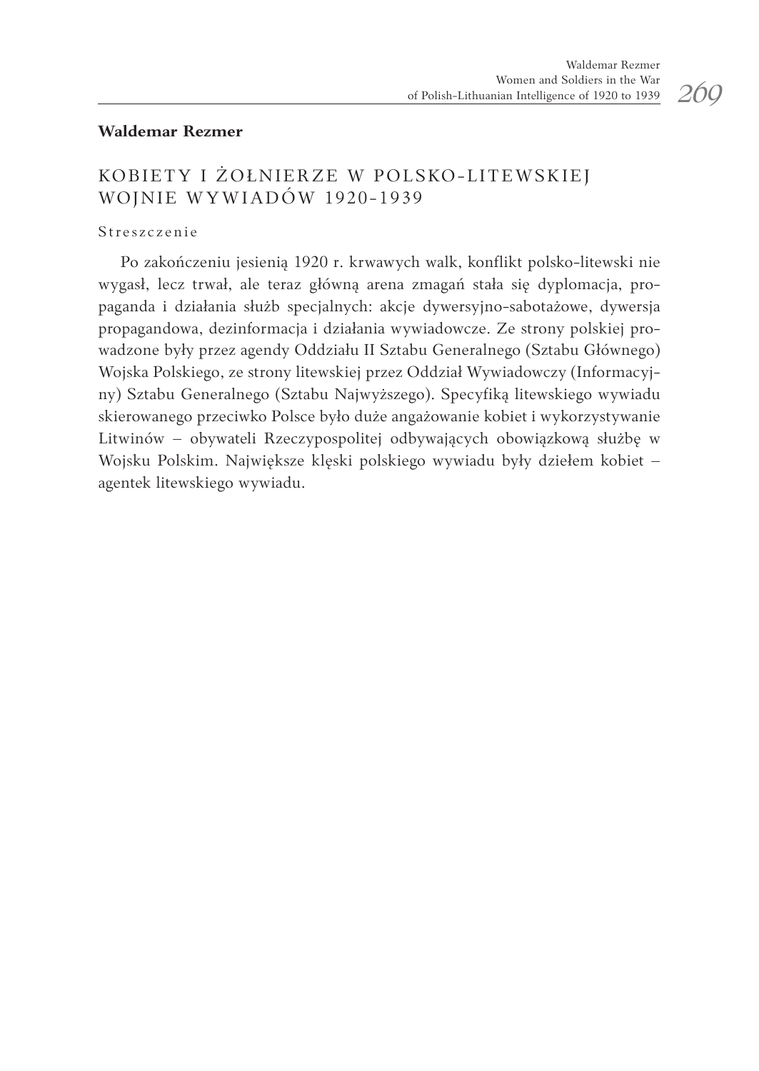**Waldemar Rezmer**

## KOBIETY I ŻOŁNIERZE W POLSKO-LITEWSKIEJ WOJNIE WYWIADÓW 1920-1939

Streszczenie

Po zakończeniu jesienią 1920 r. krwawych walk, konflikt polsko-litewski nie wygasł, lecz trwał, ale teraz główną arena zmagań stała się dyplomacja, propaganda i działania służb specjalnych: akcje dywersyjno-sabotażowe, dywersja propagandowa, dezinformacja i działania wywiadowcze. Ze strony polskiej prowadzone były przez agendy Oddziału II Sztabu Generalnego (Sztabu Głównego) Wojska Polskiego, ze strony litewskiej przez Oddział Wywiadowczy (Informacyjny) Sztabu Generalnego (Sztabu Najwyższego). Specyfiką litewskiego wywiadu skierowanego przeciwko Polsce było duże angażowanie kobiet i wykorzystywanie Litwinów – obywateli Rzeczypospolitej odbywających obowiązkową służbę w Wojsku Polskim. Największe klęski polskiego wywiadu były dziełem kobiet – agentek litewskiego wywiadu.